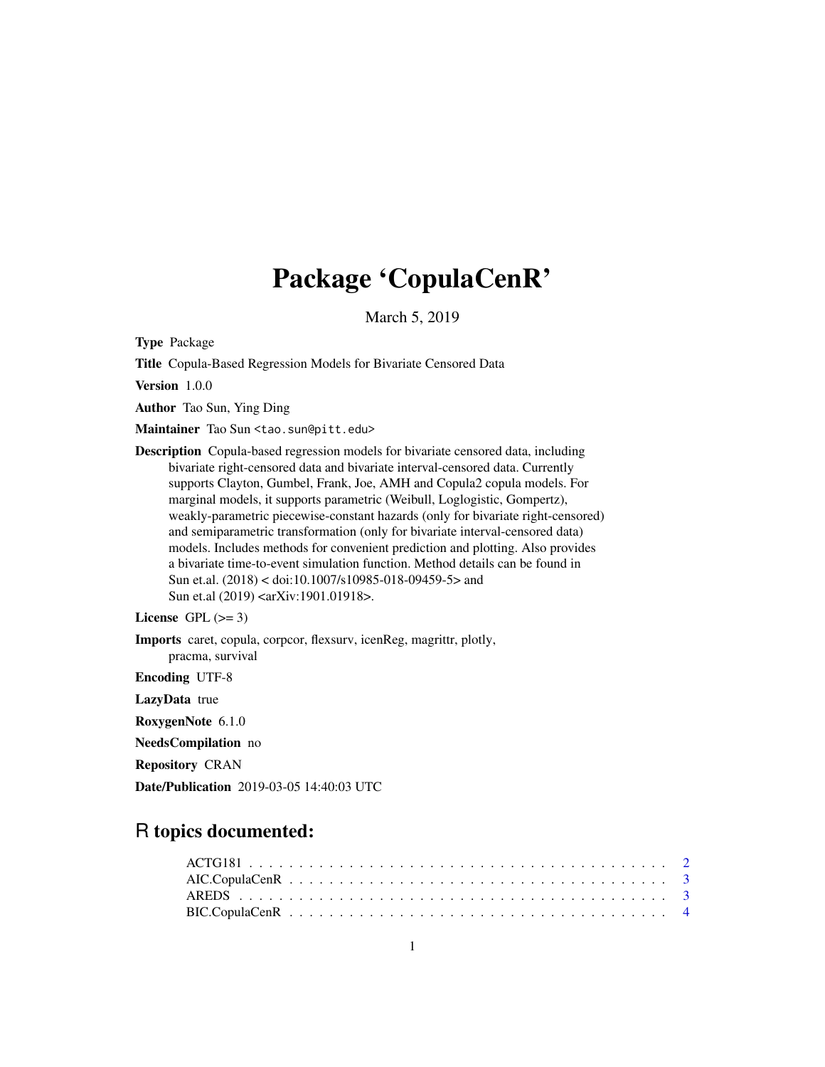# Package 'CopulaCenR'

March 5, 2019

**Type** Package

**Title** Copula-Based Regression Models for Bivariate Censored Data

**Version** 1.0.0

**Author** Tao Sun, Ying Ding

**Maintainer** Tao Sun <tao.sun@pitt.edu>

**Description** Copula-based regression models for bivariate censored data, including bivariate right-censored data and bivariate interval-censored data. Currently supports Clayton, Gumbel, Frank, Joe, AMH and Copula2 copula models. For marginal models, it supports parametric (Weibull, Loglogistic, Gompertz), weakly-parametric piecewise-constant hazards (only for bivariate right-censored) and semiparametric transformation (only for bivariate interval-censored data) models. Includes methods for convenient prediction and plotting. Also provides a bivariate time-to-event simulation function. Method details can be found in Sun et.al. (2018) < doi:10.1007/s10985-018-09459-5> and Sun et.al (2019) <arXiv:1901.01918>.

**License** GPL (>= 3)

**Imports** caret, copula, corpcor, flexsurv, icenReg, magrittr, plotly, pracma, survival

**Encoding** UTF-8

**LazyData** true

**RoxygenNote** 6.1.0

**NeedsCompilation** no

**Repository** CRAN

**Date/Publication** 2019-03-05 14:40:03 UTC

## R topics documented:

ACTG181 . . . . . . . . . . . . . . . . . . . . . . . . . . . . . . . . . . . . . . . . 2
AIC.CopulaCenR . . . . . . . . . . . . . . . . . . . . . . . . . . . . . . . . . . . . 3
AREDS . . . . . . . . . . . . . . . . . . . . . . . . . . . . . . . . . . . . . . . . . 3
BIC.CopulaCenR . . . . . . . . . . . . . . . . . . . . . . . . . . . . . . . . . . . . 4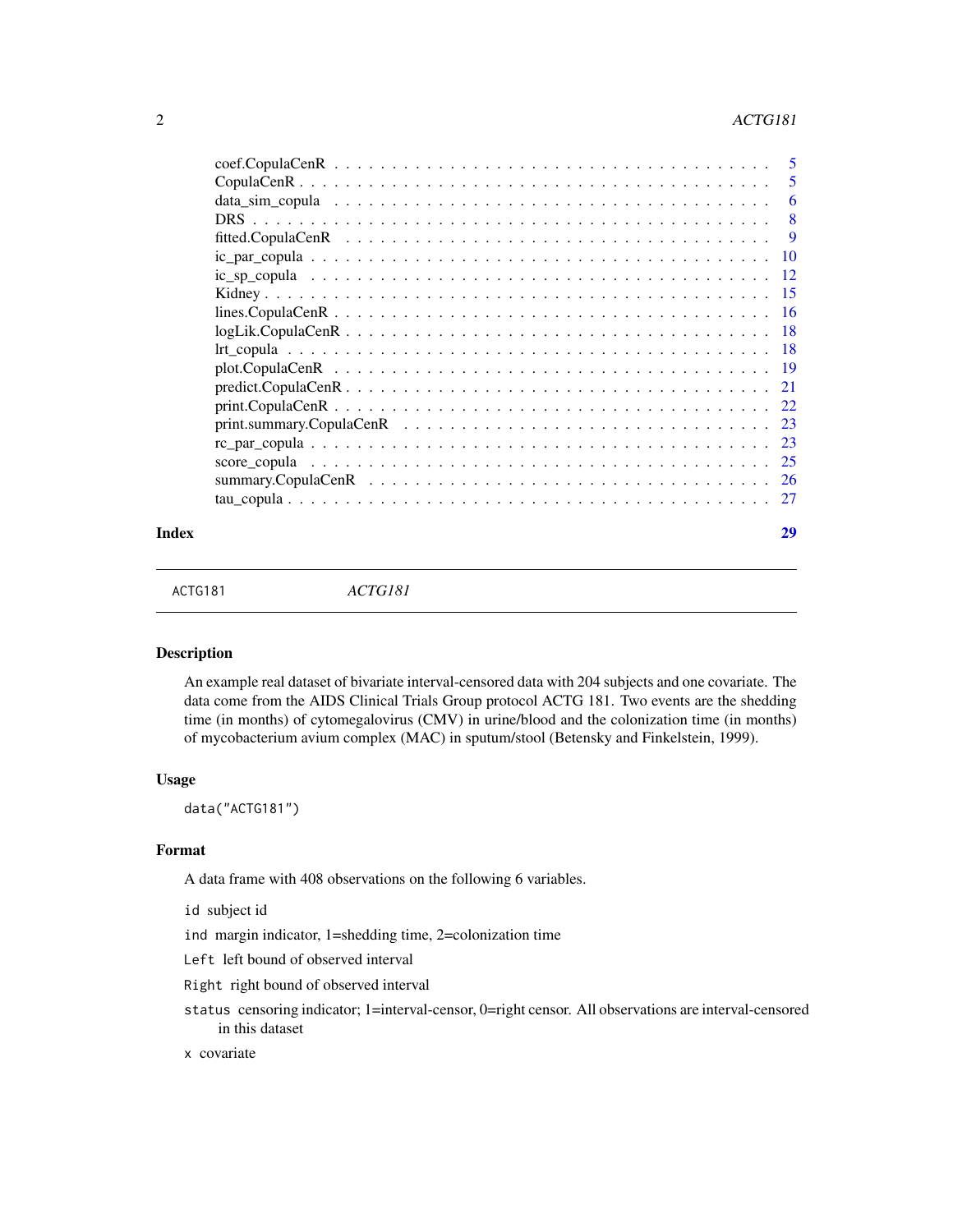coef.CopulaCenR . . . . . . . . . . . . . . . . . . . . . . . . . . . . . . . . . . . . 5
CopulaCenR . . . . . . . . . . . . . . . . . . . . . . . . . . . . . . . . . . . . . . 5
data_sim_copula . . . . . . . . . . . . . . . . . . . . . . . . . . . . . . . . . . . 6
DRS . . . . . . . . . . . . . . . . . . . . . . . . . . . . . . . . . . . . . . . . . . 8
fitted.CopulaCenR . . . . . . . . . . . . . . . . . . . . . . . . . . . . . . . . . . 9
ic_par_copula . . . . . . . . . . . . . . . . . . . . . . . . . . . . . . . . . . . . 10
ic_sp_copula . . . . . . . . . . . . . . . . . . . . . . . . . . . . . . . . . . . . 12
Kidney . . . . . . . . . . . . . . . . . . . . . . . . . . . . . . . . . . . . . . . . 15
lines.CopulaCenR . . . . . . . . . . . . . . . . . . . . . . . . . . . . . . . . . . 16
logLik.CopulaCenR . . . . . . . . . . . . . . . . . . . . . . . . . . . . . . . . . 18
lrt_copula . . . . . . . . . . . . . . . . . . . . . . . . . . . . . . . . . . . . . . 18
plot.CopulaCenR . . . . . . . . . . . . . . . . . . . . . . . . . . . . . . . . . . 19
predict.CopulaCenR . . . . . . . . . . . . . . . . . . . . . . . . . . . . . . . . 21
print.CopulaCenR . . . . . . . . . . . . . . . . . . . . . . . . . . . . . . . . . . 22
print.summary.CopulaCenR . . . . . . . . . . . . . . . . . . . . . . . . . . . . 23
rc_par_copula . . . . . . . . . . . . . . . . . . . . . . . . . . . . . . . . . . . . 23
score_copula . . . . . . . . . . . . . . . . . . . . . . . . . . . . . . . . . . . . 25
summary.CopulaCenR . . . . . . . . . . . . . . . . . . . . . . . . . . . . . . . . 26
tau_copula . . . . . . . . . . . . . . . . . . . . . . . . . . . . . . . . . . . . . . 27

**Index** 29

---

ACTG181 *ACTG181*

---

## Description

An example real dataset of bivariate interval-censored data with 204 subjects and one covariate. The data come from the AIDS Clinical Trials Group protocol ACTG 181. Two events are the shedding time (in months) of cytomegalovirus (CMV) in urine/blood and the colonization time (in months) of mycobacterium avium complex (MAC) in sputum/stool (Betensky and Finkelstein, 1999).

## Usage

```
data("ACTG181")
```

## Format

A data frame with 408 observations on the following 6 variables.

`id` subject id

`ind` margin indicator, 1=shedding time, 2=colonization time

`Left` left bound of observed interval

`Right` right bound of observed interval

`status` censoring indicator; 1=interval-censor, 0=right censor. All observations are interval-censored in this dataset

`x` covariate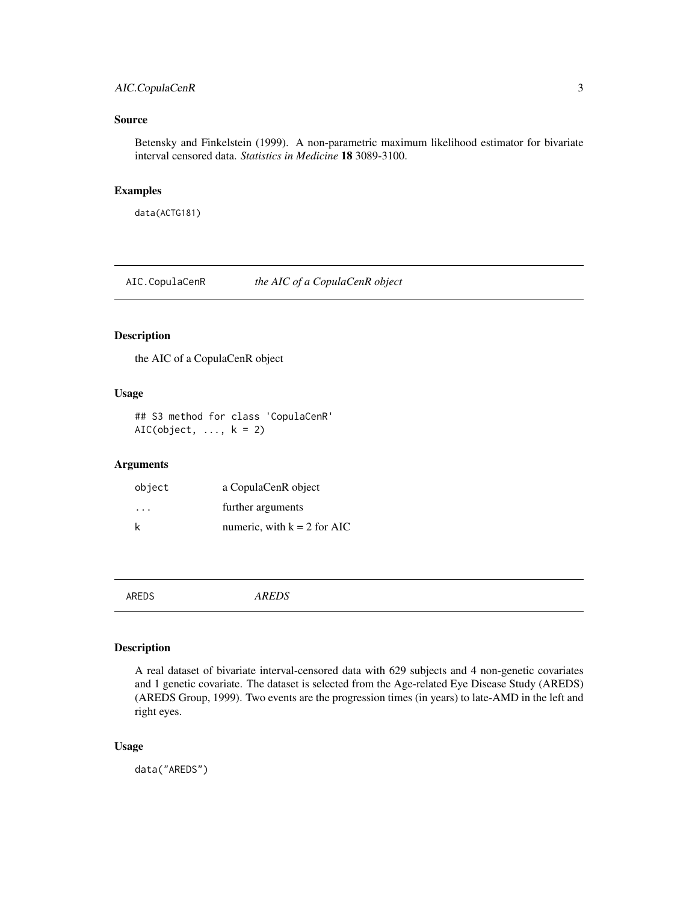### Source

Betensky and Finkelstein (1999). A non-parametric maximum likelihood estimator for bivariate interval censored data. *Statistics in Medicine* **18** 3089-3100.

### Examples

```
data(ACTG181)
```

---

## AIC.CopulaCenR *the AIC of a CopulaCenR object*

---

### Description

the AIC of a CopulaCenR object

### Usage

```
## S3 method for class 'CopulaCenR'
AIC(object, ..., k = 2)
```

### Arguments

| | |
|---|---|
| object | a CopulaCenR object |
| ... | further arguments |
| k | numeric, with k = 2 for AIC |

---

## AREDS *AREDS*

---

### Description

A real dataset of bivariate interval-censored data with 629 subjects and 4 non-genetic covariates and 1 genetic covariate. The dataset is selected from the Age-related Eye Disease Study (AREDS) (AREDS Group, 1999). Two events are the progression times (in years) to late-AMD in the left and right eyes.

### Usage

```
data("AREDS")
```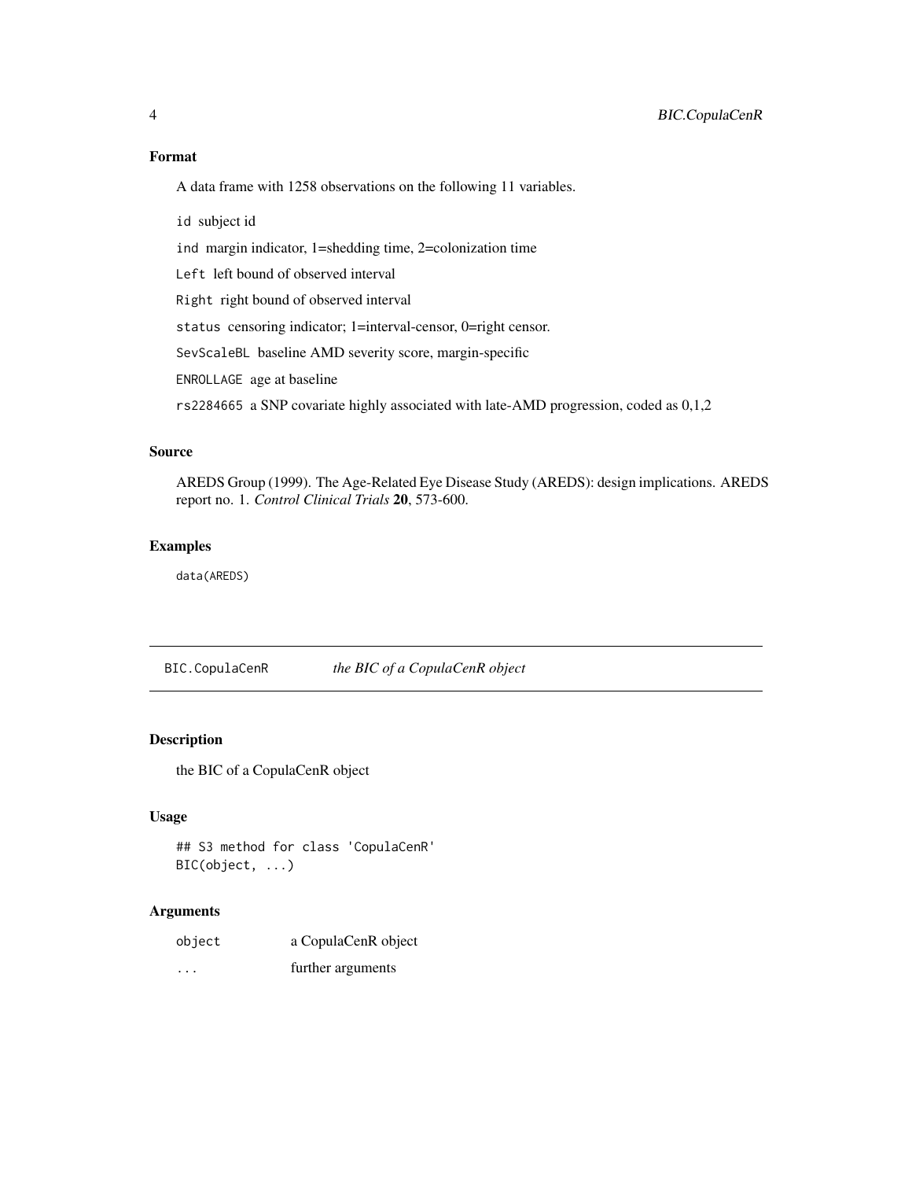### Format

A data frame with 1258 observations on the following 11 variables.

`id` subject id

`ind` margin indicator, 1=shedding time, 2=colonization time

`Left` left bound of observed interval

`Right` right bound of observed interval

`status` censoring indicator; 1=interval-censor, 0=right censor.

`SevScaleBL` baseline AMD severity score, margin-specific

`ENROLLAGE` age at baseline

`rs2284665` a SNP covariate highly associated with late-AMD progression, coded as 0,1,2

### Source

AREDS Group (1999). The Age-Related Eye Disease Study (AREDS): design implications. AREDS report no. 1. *Control Clinical Trials* **20**, 573-600.

### Examples

```
data(AREDS)
```

---

## BIC.CopulaCenR *the BIC of a CopulaCenR object*

---

### Description

the BIC of a CopulaCenR object

### Usage

```
## S3 method for class 'CopulaCenR'
BIC(object, ...)
```

### Arguments

| | |
|---|---|
| `object` | a CopulaCenR object |
| `...` | further arguments |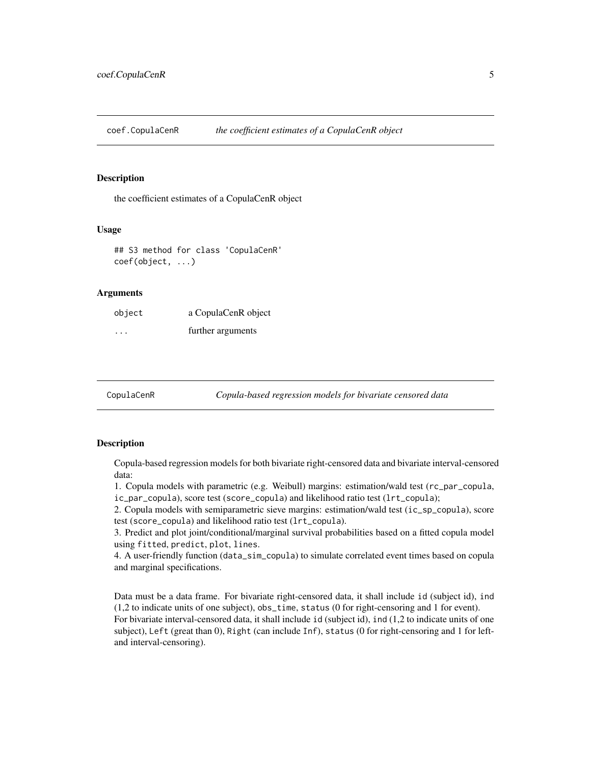## coef.CopulaCenR — *the coefficient estimates of a CopulaCenR object*

### Description

the coefficient estimates of a CopulaCenR object

### Usage

```
## S3 method for class 'CopulaCenR'
coef(object, ...)
```

### Arguments

| | |
|---|---|
| object | a CopulaCenR object |
| ... | further arguments |

## CopulaCenR — *Copula-based regression models for bivariate censored data*

### Description

Copula-based regression models for both bivariate right-censored data and bivariate interval-censored data:
1. Copula models with parametric (e.g. Weibull) margins: estimation/wald test (`rc_par_copula`, `ic_par_copula`), score test (`score_copula`) and likelihood ratio test (`lrt_copula`);
2. Copula models with semiparametric sieve margins: estimation/wald test (`ic_sp_copula`), score test (`score_copula`) and likelihood ratio test (`lrt_copula`).
3. Predict and plot joint/conditional/marginal survival probabilities based on a fitted copula model using `fitted`, `predict`, `plot`, `lines`.
4. A user-friendly function (`data_sim_copula`) to simulate correlated event times based on copula and marginal specifications.

Data must be a data frame. For bivariate right-censored data, it shall include `id` (subject id), `ind` (1,2 to indicate units of one subject), `obs_time`, `status` (0 for right-censoring and 1 for event).
For bivariate interval-censored data, it shall include `id` (subject id), `ind` (1,2 to indicate units of one subject), `Left` (great than 0), `Right` (can include `Inf`), `status` (0 for right-censoring and 1 for left- and interval-censoring).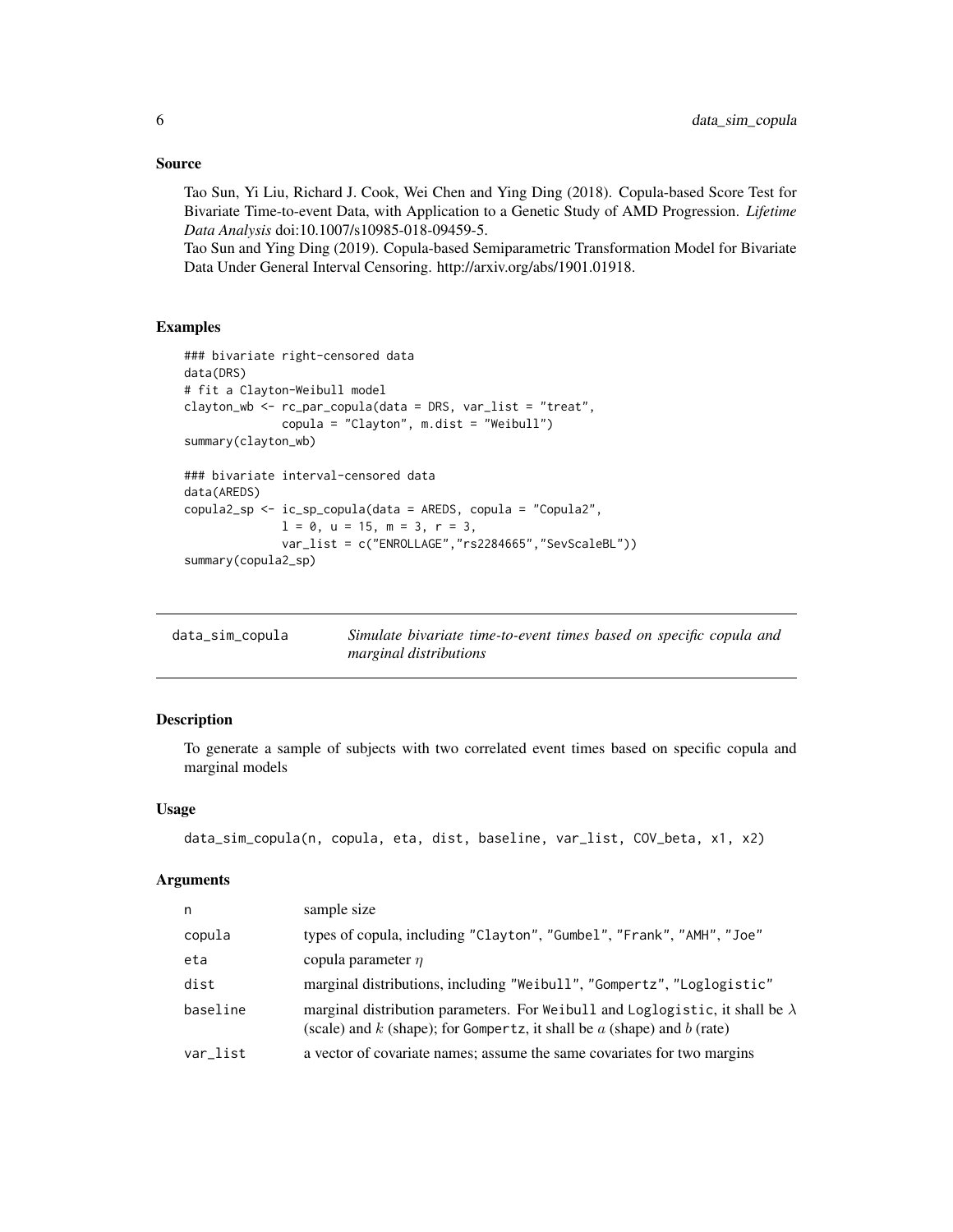### Source

Tao Sun, Yi Liu, Richard J. Cook, Wei Chen and Ying Ding (2018). Copula-based Score Test for Bivariate Time-to-event Data, with Application to a Genetic Study of AMD Progression. *Lifetime Data Analysis* doi:10.1007/s10985-018-09459-5.
Tao Sun and Ying Ding (2019). Copula-based Semiparametric Transformation Model for Bivariate Data Under General Interval Censoring. http://arxiv.org/abs/1901.01918.

### Examples

```
### bivariate right-censored data
data(DRS)
# fit a Clayton-Weibull model
clayton_wb <- rc_par_copula(data = DRS, var_list = "treat",
              copula = "Clayton", m.dist = "Weibull")
summary(clayton_wb)

### bivariate interval-censored data
data(AREDS)
copula2_sp <- ic_sp_copula(data = AREDS, copula = "Copula2",
              l = 0, u = 15, m = 3, r = 3,
              var_list = c("ENROLLAGE","rs2284665","SevScaleBL"))
summary(copula2_sp)
```

---

## data_sim_copula — *Simulate bivariate time-to-event times based on specific copula and marginal distributions*

---

### Description

To generate a sample of subjects with two correlated event times based on specific copula and marginal models

### Usage

```
data_sim_copula(n, copula, eta, dist, baseline, var_list, COV_beta, x1, x2)
```

### Arguments

| | |
|---|---|
| n | sample size |
| copula | types of copula, including "Clayton", "Gumbel", "Frank", "AMH", "Joe" |
| eta | copula parameter $\eta$ |
| dist | marginal distributions, including "Weibull", "Gompertz", "Loglogistic" |
| baseline | marginal distribution parameters. For Weibull and Loglogistic, it shall be $\lambda$ (scale) and $k$ (shape); for Gompertz, it shall be $a$ (shape) and $b$ (rate) |
| var_list | a vector of covariate names; assume the same covariates for two margins |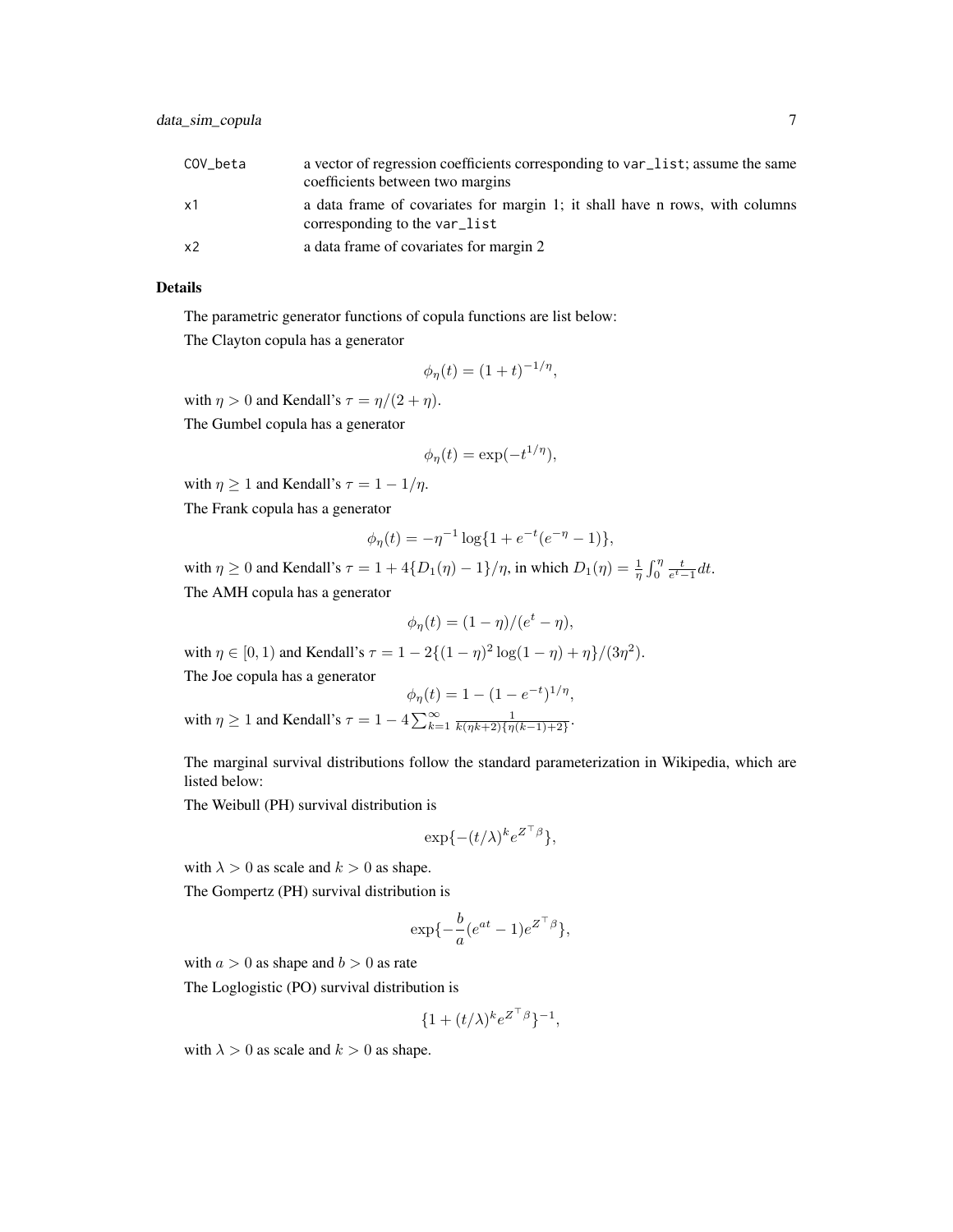| | |
|---|---|
| COV_beta | a vector of regression coefficients corresponding to var_list; assume the same coefficients between two margins |
| x1 | a data frame of covariates for margin 1; it shall have n rows, with columns corresponding to the var_list |
| x2 | a data frame of covariates for margin 2 |

### Details

The parametric generator functions of copula functions are list below:

The Clayton copula has a generator

$$\phi_\eta(t) = (1+t)^{-1/\eta},$$

with $\eta > 0$ and Kendall's $\tau = \eta/(2+\eta)$.

The Gumbel copula has a generator

$$\phi_\eta(t) = \exp(-t^{1/\eta}),$$

with $\eta \geq 1$ and Kendall's $\tau = 1 - 1/\eta$.

The Frank copula has a generator

$$\phi_\eta(t) = -\eta^{-1} \log\{1 + e^{-t}(e^{-\eta} - 1)\},$$

with $\eta \geq 0$ and Kendall's $\tau = 1 + 4\{D_1(\eta) - 1\}/\eta$, in which $D_1(\eta) = \frac{1}{\eta}\int_0^\eta \frac{t}{e^t - 1} dt$.

The AMH copula has a generator

$$\phi_\eta(t) = (1-\eta)/(e^t - \eta),$$

with $\eta \in [0, 1)$ and Kendall's $\tau = 1 - 2\{(1-\eta)^2 \log(1-\eta) + \eta\}/(3\eta^2)$.

The Joe copula has a generator

$$\phi_\eta(t) = 1 - (1 - e^{-t})^{1/\eta},$$

with $\eta \geq 1$ and Kendall's $\tau = 1 - 4\sum_{k=1}^{\infty} \frac{1}{k(\eta k + 2)\{\eta(k-1)+2\}}$.

The marginal survival distributions follow the standard parameterization in Wikipedia, which are listed below:

The Weibull (PH) survival distribution is

$$\exp\{-(t/\lambda)^k e^{Z^\top \beta}\},$$

with $\lambda > 0$ as scale and $k > 0$ as shape.

The Gompertz (PH) survival distribution is

$$\exp\{-\frac{b}{a}(e^{at} - 1)e^{Z^\top \beta}\},$$

with $a > 0$ as shape and $b > 0$ as rate

The Loglogistic (PO) survival distribution is

$$\{1 + (t/\lambda)^k e^{Z^\top \beta}\}^{-1},$$

with $\lambda > 0$ as scale and $k > 0$ as shape.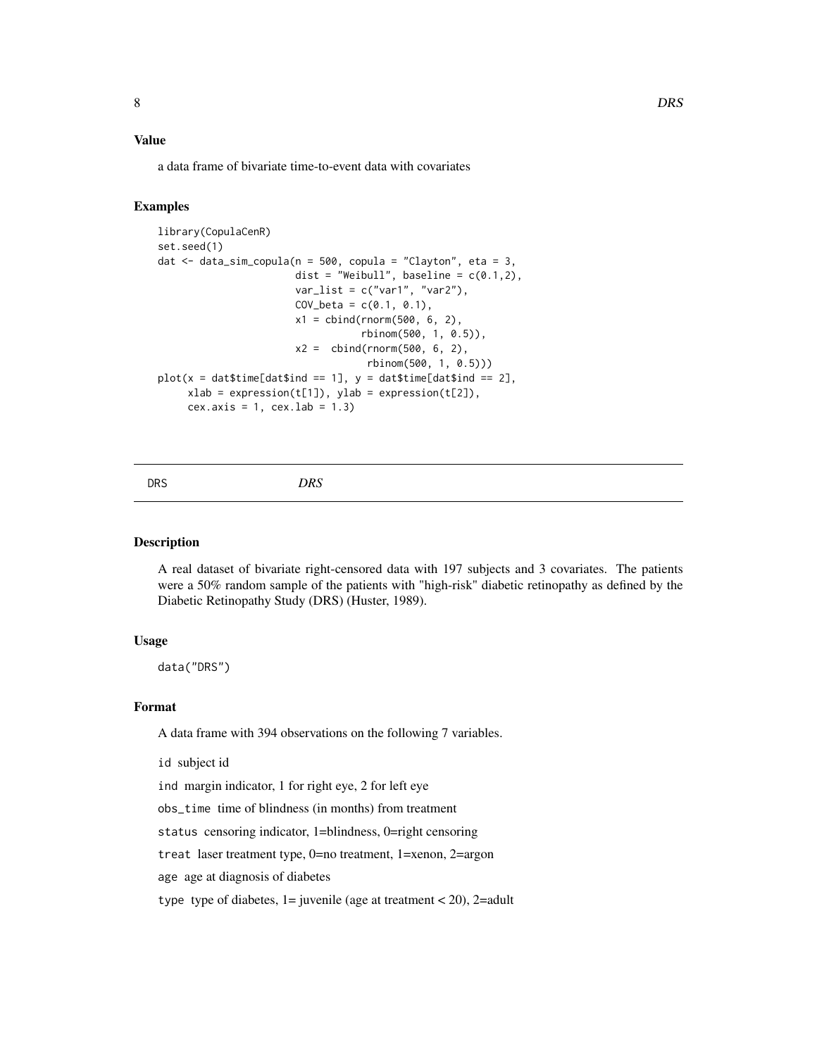### Value

a data frame of bivariate time-to-event data with covariates

### Examples

```
library(CopulaCenR)
set.seed(1)
dat <- data_sim_copula(n = 500, copula = "Clayton", eta = 3,
                       dist = "Weibull", baseline = c(0.1,2),
                       var_list = c("var1", "var2"),
                       COV_beta = c(0.1, 0.1),
                       x1 = cbind(rnorm(500, 6, 2),
                                  rbinom(500, 1, 0.5)),
                       x2 =  cbind(rnorm(500, 6, 2),
                                   rbinom(500, 1, 0.5)))
plot(x = dat$time[dat$ind == 1], y = dat$time[dat$ind == 2],
     xlab = expression(t[1]), ylab = expression(t[2]),
     cex.axis = 1, cex.lab = 1.3)
```

---

## DRS *DRS*

---

### Description

A real dataset of bivariate right-censored data with 197 subjects and 3 covariates. The patients were a 50% random sample of the patients with "high-risk" diabetic retinopathy as defined by the Diabetic Retinopathy Study (DRS) (Huster, 1989).

### Usage

```
data("DRS")
```

### Format

A data frame with 394 observations on the following 7 variables.

`id` subject id

`ind` margin indicator, 1 for right eye, 2 for left eye

`obs_time` time of blindness (in months) from treatment

`status` censoring indicator, 1=blindness, 0=right censoring

`treat` laser treatment type, 0=no treatment, 1=xenon, 2=argon

`age` age at diagnosis of diabetes

`type` type of diabetes, 1= juvenile (age at treatment < 20), 2=adult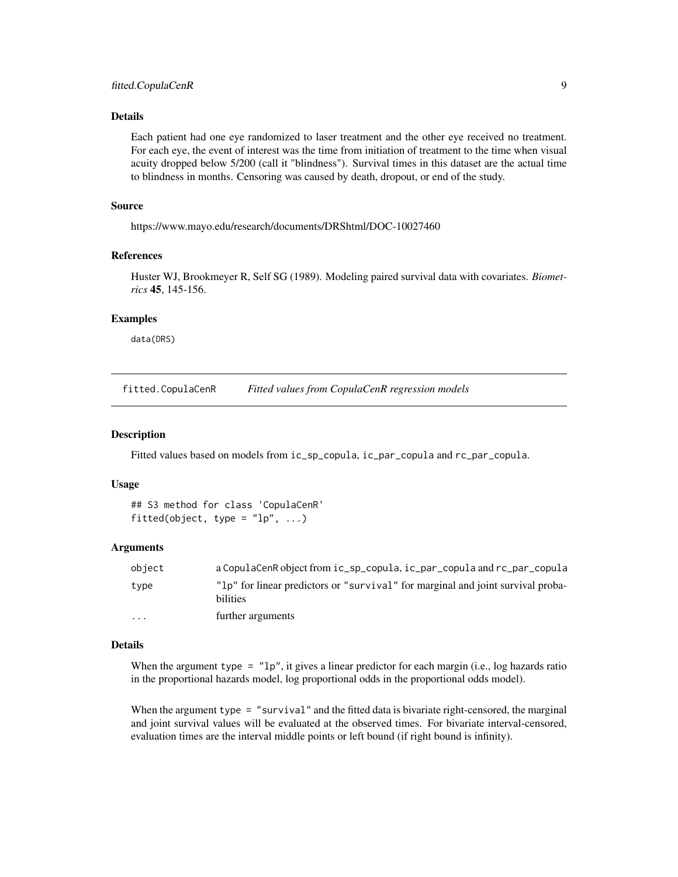### Details

Each patient had one eye randomized to laser treatment and the other eye received no treatment. For each eye, the event of interest was the time from initiation of treatment to the time when visual acuity dropped below 5/200 (call it "blindness"). Survival times in this dataset are the actual time to blindness in months. Censoring was caused by death, dropout, or end of the study.

### Source

https://www.mayo.edu/research/documents/DRShtml/DOC-10027460

### References

Huster WJ, Brookmeyer R, Self SG (1989). Modeling paired survival data with covariates. *Biometrics* **45**, 145-156.

### Examples

```
data(DRS)
```

---

## fitted.CopulaCenR — *Fitted values from CopulaCenR regression models*

### Description

Fitted values based on models from `ic_sp_copula`, `ic_par_copula` and `rc_par_copula`.

### Usage

```
## S3 method for class 'CopulaCenR'
fitted(object, type = "lp", ...)
```

### Arguments

| | |
|---|---|
| `object` | a CopulaCenR object from `ic_sp_copula`, `ic_par_copula` and `rc_par_copula` |
| `type` | `"lp"` for linear predictors or `"survival"` for marginal and joint survival probabilities |
| `...` | further arguments |

### Details

When the argument `type = "lp"`, it gives a linear predictor for each margin (i.e., log hazards ratio in the proportional hazards model, log proportional odds in the proportional odds model).

When the argument `type = "survival"` and the fitted data is bivariate right-censored, the marginal and joint survival values will be evaluated at the observed times. For bivariate interval-censored, evaluation times are the interval middle points or left bound (if right bound is infinity).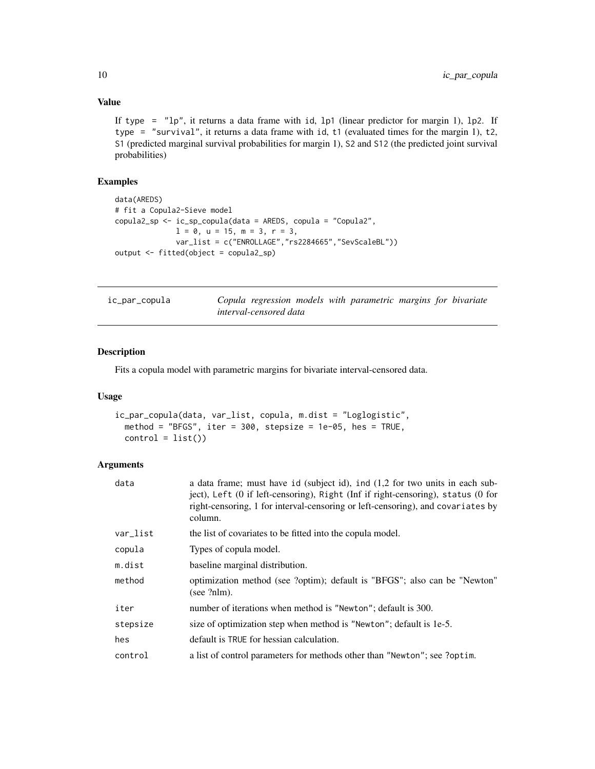### Value

If `type = "lp"`, it returns a data frame with `id`, `lp1` (linear predictor for margin 1), `lp2`. If `type = "survival"`, it returns a data frame with `id`, `t1` (evaluated times for the margin 1), `t2`, `S1` (predicted marginal survival probabilities for margin 1), `S2` and `S12` (the predicted joint survival probabilities)

### Examples

```
data(AREDS)
# fit a Copula2-Sieve model
copula2_sp <- ic_sp_copula(data = AREDS, copula = "Copula2",
              l = 0, u = 15, m = 3, r = 3,
              var_list = c("ENROLLAGE","rs2284665","SevScaleBL"))
output <- fitted(object = copula2_sp)
```

---

## ic_par_copula — *Copula regression models with parametric margins for bivariate interval-censored data*

---

### Description

Fits a copula model with parametric margins for bivariate interval-censored data.

### Usage

```
ic_par_copula(data, var_list, copula, m.dist = "Loglogistic",
  method = "BFGS", iter = 300, stepsize = 1e-05, hes = TRUE,
  control = list())
```

### Arguments

| | |
|---|---|
| `data` | a data frame; must have `id` (subject id), `ind` (1,2 for two units in each subject), `Left` (0 if left-censoring), `Right` (Inf if right-censoring), `status` (0 for right-censoring, 1 for interval-censoring or left-censoring), and `covariates` by column. |
| `var_list` | the list of covariates to be fitted into the copula model. |
| `copula` | Types of copula model. |
| `m.dist` | baseline marginal distribution. |
| `method` | optimization method (see ?optim); default is "BFGS"; also can be "Newton" (see ?nlm). |
| `iter` | number of iterations when method is `"Newton"`; default is 300. |
| `stepsize` | size of optimization step when method is `"Newton"`; default is 1e-5. |
| `hes` | default is `TRUE` for hessian calculation. |
| `control` | a list of control parameters for methods other than `"Newton"`; see `?optim`. |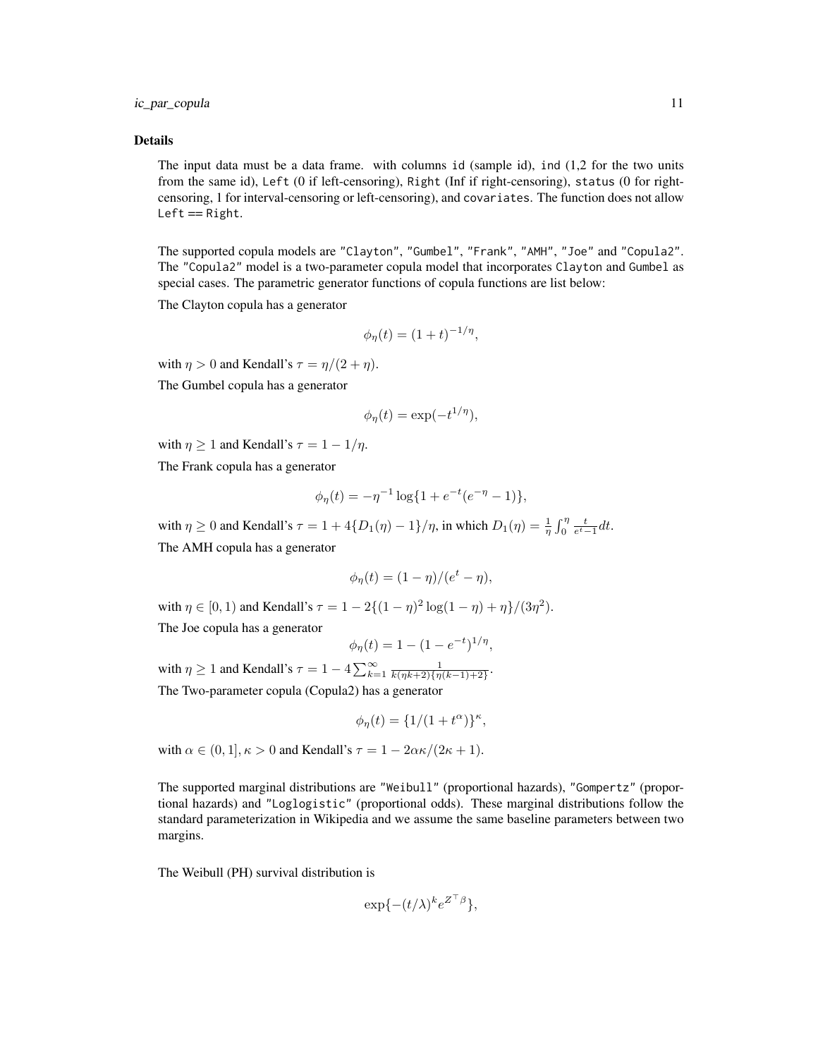## Details

The input data must be a data frame. with columns `id` (sample id), `ind` (1,2 for the two units from the same id), `Left` (0 if left-censoring), `Right` (Inf if right-censoring), `status` (0 for right-censoring, 1 for interval-censoring or left-censoring), and `covariates`. The function does not allow `Left == Right`.

The supported copula models are `"Clayton"`, `"Gumbel"`, `"Frank"`, `"AMH"`, `"Joe"` and `"Copula2"`. The `"Copula2"` model is a two-parameter copula model that incorporates `Clayton` and `Gumbel` as special cases. The parametric generator functions of copula functions are list below:

The Clayton copula has a generator

$$\phi_\eta(t) = (1+t)^{-1/\eta},$$

with $\eta > 0$ and Kendall's $\tau = \eta/(2+\eta)$.

The Gumbel copula has a generator

$$\phi_\eta(t) = \exp(-t^{1/\eta}),$$

with $\eta \geq 1$ and Kendall's $\tau = 1 - 1/\eta$.

The Frank copula has a generator

$$\phi_\eta(t) = -\eta^{-1}\log\{1 + e^{-t}(e^{-\eta} - 1)\},$$

with $\eta \geq 0$ and Kendall's $\tau = 1 + 4\{D_1(\eta) - 1\}/\eta$, in which $D_1(\eta) = \frac{1}{\eta}\int_0^\eta \frac{t}{e^t - 1}dt$.

The AMH copula has a generator

$$\phi_\eta(t) = (1-\eta)/(e^t - \eta),$$

with $\eta \in [0, 1)$ and Kendall's $\tau = 1 - 2\{(1-\eta)^2\log(1-\eta) + \eta\}/(3\eta^2)$.

The Joe copula has a generator

$$\phi_\eta(t) = 1 - (1 - e^{-t})^{1/\eta},$$

with $\eta \geq 1$ and Kendall's $\tau = 1 - 4\sum_{k=1}^{\infty}\frac{1}{k(\eta k + 2)\{\eta(k-1) + 2\}}$.

The Two-parameter copula (Copula2) has a generator

$$\phi_\eta(t) = \{1/(1 + t^\alpha)\}^\kappa,$$

with $\alpha \in (0, 1], \kappa > 0$ and Kendall's $\tau = 1 - 2\alpha\kappa/(2\kappa + 1)$.

The supported marginal distributions are `"Weibull"` (proportional hazards), `"Gompertz"` (proportional hazards) and `"Loglogistic"` (proportional odds). These marginal distributions follow the standard parameterization in Wikipedia and we assume the same baseline parameters between two margins.

The Weibull (PH) survival distribution is

$$\exp\{-(t/\lambda)^k e^{Z^\top\beta}\},$$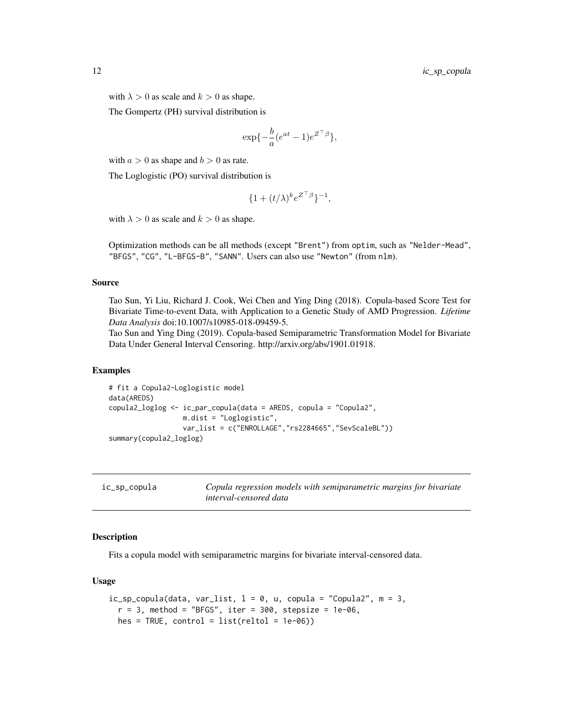with $\lambda > 0$ as scale and $k > 0$ as shape.

The Gompertz (PH) survival distribution is

$$\exp\{-\frac{b}{a}(e^{at}-1)e^{Z^\top \beta}\},$$

with $a > 0$ as shape and $b > 0$ as rate.

The Loglogistic (PO) survival distribution is

$$\{1 + (t/\lambda)^k e^{Z^\top \beta}\}^{-1},$$

with $\lambda > 0$ as scale and $k > 0$ as shape.

Optimization methods can be all methods (except "Brent") from optim, such as "Nelder-Mead", "BFGS", "CG", "L-BFGS-B", "SANN". Users can also use "Newton" (from nlm).

### Source

Tao Sun, Yi Liu, Richard J. Cook, Wei Chen and Ying Ding (2018). Copula-based Score Test for Bivariate Time-to-event Data, with Application to a Genetic Study of AMD Progression. *Lifetime Data Analysis* doi:10.1007/s10985-018-09459-5.

Tao Sun and Ying Ding (2019). Copula-based Semiparametric Transformation Model for Bivariate Data Under General Interval Censoring. http://arxiv.org/abs/1901.01918.

### Examples

```
# fit a Copula2-Loglogistic model
data(AREDS)
copula2_loglog <- ic_par_copula(data = AREDS, copula = "Copula2",
                  m.dist = "Loglogistic",
                  var_list = c("ENROLLAGE","rs2284665","SevScaleBL"))
summary(copula2_loglog)
```

---

## ic_sp_copula — *Copula regression models with semiparametric margins for bivariate interval-censored data*

### Description

Fits a copula model with semiparametric margins for bivariate interval-censored data.

### Usage

```
ic_sp_copula(data, var_list, l = 0, u, copula = "Copula2", m = 3,
  r = 3, method = "BFGS", iter = 300, stepsize = 1e-06,
  hes = TRUE, control = list(reltol = 1e-06))
```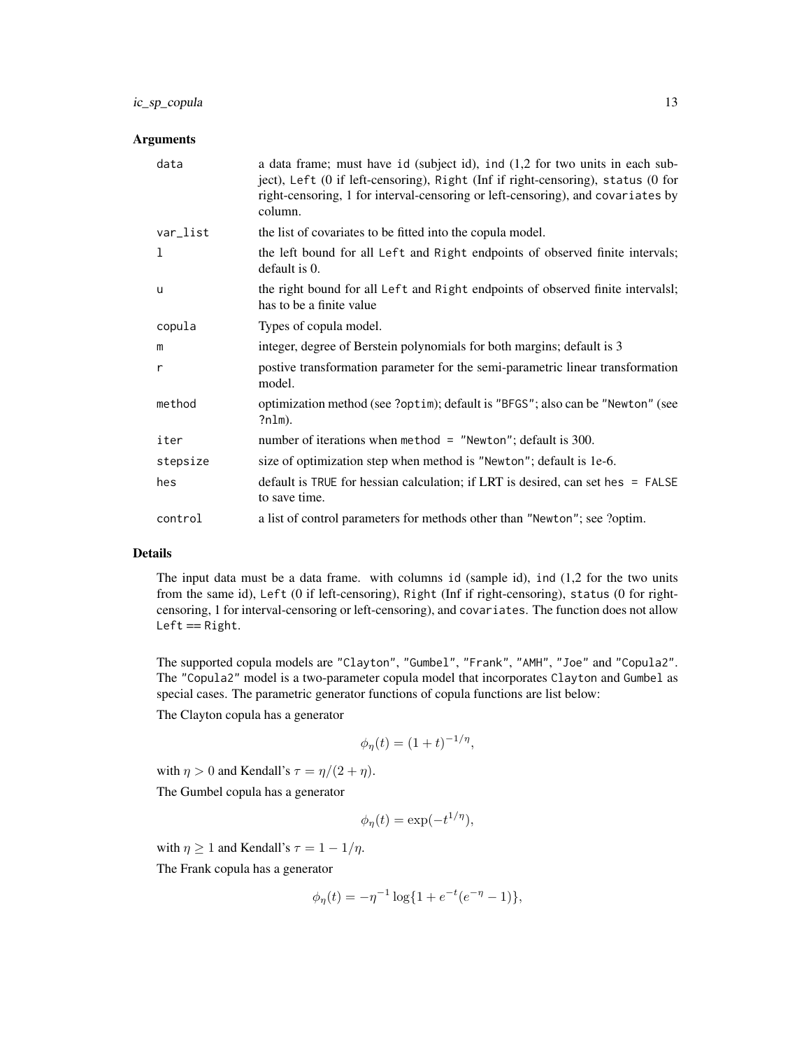### Arguments

| | |
|---|---|
| `data` | a data frame; must have `id` (subject id), `ind` (1,2 for two units in each subject), `Left` (0 if left-censoring), `Right` (Inf if right-censoring), `status` (0 for right-censoring, 1 for interval-censoring or left-censoring), and `covariates` by column. |
| `var_list` | the list of covariates to be fitted into the copula model. |
| `l` | the left bound for all `Left` and `Right` endpoints of observed finite intervals; default is 0. |
| `u` | the right bound for all `Left` and `Right` endpoints of observed finite intervalsl; has to be a finite value |
| `copula` | Types of copula model. |
| `m` | integer, degree of Berstein polynomials for both margins; default is 3 |
| `r` | postive transformation parameter for the semi-parametric linear transformation model. |
| `method` | optimization method (see `?optim`); default is `"BFGS"`; also can be `"Newton"` (see `?nlm`). |
| `iter` | number of iterations when `method = "Newton"`; default is 300. |
| `stepsize` | size of optimization step when method is `"Newton"`; default is 1e-6. |
| `hes` | default is `TRUE` for hessian calculation; if LRT is desired, can set `hes = FALSE` to save time. |
| `control` | a list of control parameters for methods other than `"Newton"`; see ?optim. |

### Details

The input data must be a data frame. with columns `id` (sample id), `ind` (1,2 for the two units from the same id), `Left` (0 if left-censoring), `Right` (Inf if right-censoring), `status` (0 for right-censoring, 1 for interval-censoring or left-censoring), and `covariates`. The function does not allow `Left == Right`.

The supported copula models are `"Clayton"`, `"Gumbel"`, `"Frank"`, `"AMH"`, `"Joe"` and `"Copula2"`. The `"Copula2"` model is a two-parameter copula model that incorporates `Clayton` and `Gumbel` as special cases. The parametric generator functions of copula functions are list below:

The Clayton copula has a generator

$$\phi_\eta(t) = (1+t)^{-1/\eta},$$

with $\eta > 0$ and Kendall's $\tau = \eta/(2+\eta)$.

The Gumbel copula has a generator

$$\phi_\eta(t) = \exp(-t^{1/\eta}),$$

with $\eta \geq 1$ and Kendall's $\tau = 1 - 1/\eta$.

The Frank copula has a generator

$$\phi_\eta(t) = -\eta^{-1} \log\{1 + e^{-t}(e^{-\eta} - 1)\},$$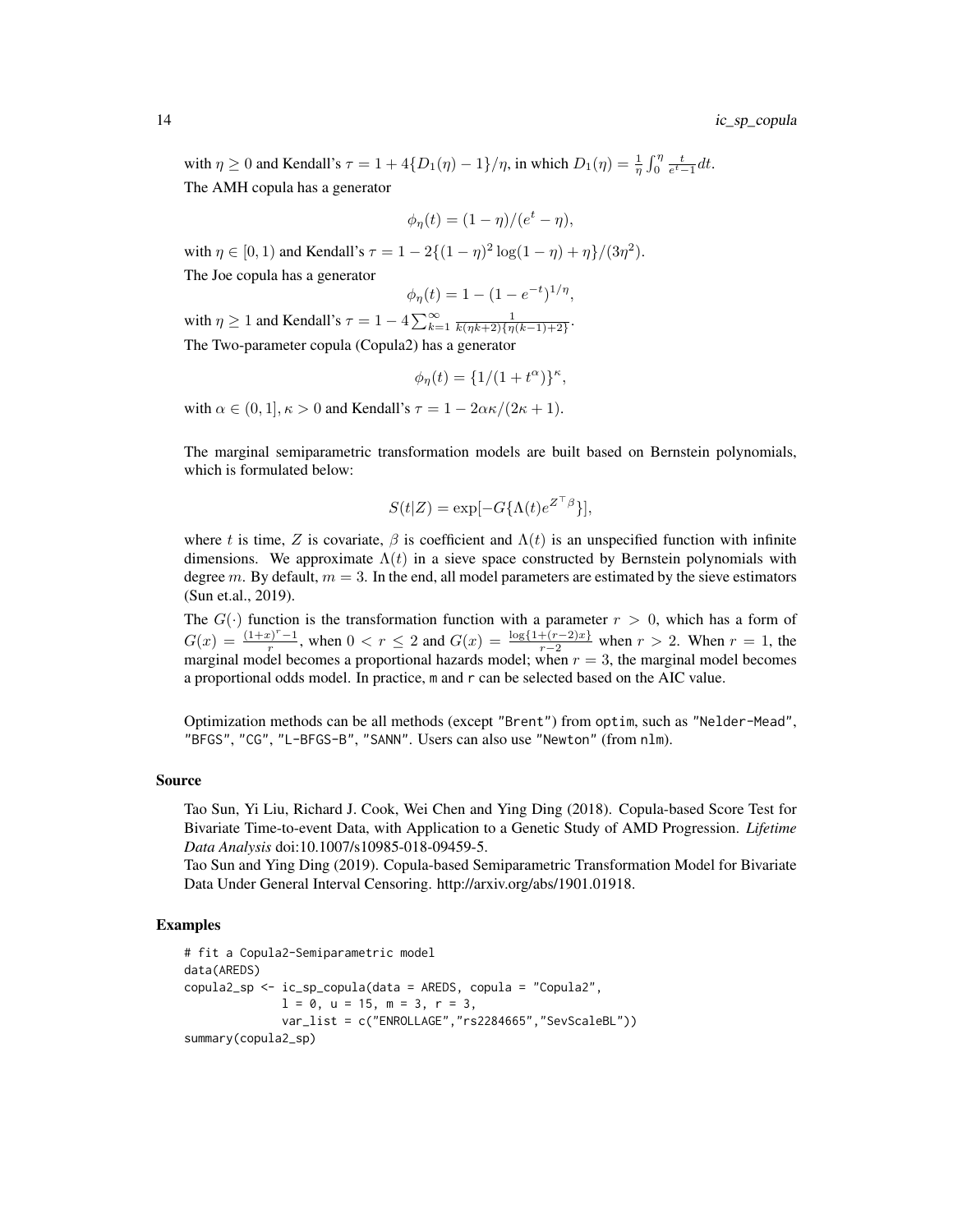with $\eta \geq 0$ and Kendall's $\tau = 1 + 4\{D_1(\eta) - 1\}/\eta$, in which $D_1(\eta) = \frac{1}{\eta}\int_0^\eta \frac{t}{e^t - 1}dt$.

The AMH copula has a generator

$$\phi_\eta(t) = (1 - \eta)/(e^t - \eta),$$

with $\eta \in [0, 1)$ and Kendall's $\tau = 1 - 2\{(1-\eta)^2 \log(1-\eta) + \eta\}/(3\eta^2)$.

The Joe copula has a generator

$$\phi_\eta(t) = 1 - (1 - e^{-t})^{1/\eta},$$

with $\eta \geq 1$ and Kendall's $\tau = 1 - 4\sum_{k=1}^{\infty} \frac{1}{k(\eta k + 2)\{\eta(k-1)+2\}}$.

The Two-parameter copula (Copula2) has a generator

$$\phi_\eta(t) = \{1/(1 + t^\alpha)\}^\kappa,$$

with $\alpha \in (0, 1], \kappa > 0$ and Kendall's $\tau = 1 - 2\alpha\kappa/(2\kappa + 1)$.

The marginal semiparametric transformation models are built based on Bernstein polynomials, which is formulated below:

$$S(t|Z) = \exp[-G\{\Lambda(t)e^{Z^\top \beta}\}],$$

where $t$ is time, $Z$ is covariate, $\beta$ is coefficient and $\Lambda(t)$ is an unspecified function with infinite dimensions. We approximate $\Lambda(t)$ in a sieve space constructed by Bernstein polynomials with degree $m$. By default, $m = 3$. In the end, all model parameters are estimated by the sieve estimators (Sun et.al., 2019).

The $G(\cdot)$ function is the transformation function with a parameter $r > 0$, which has a form of $G(x) = \frac{(1+x)^r - 1}{r}$, when $0 < r \leq 2$ and $G(x) = \frac{\log\{1+(r-2)x\}}{r-2}$ when $r > 2$. When $r = 1$, the marginal model becomes a proportional hazards model; when $r = 3$, the marginal model becomes a proportional odds model. In practice, m and r can be selected based on the AIC value.

Optimization methods can be all methods (except "Brent") from optim, such as "Nelder-Mead", "BFGS", "CG", "L-BFGS-B", "SANN". Users can also use "Newton" (from nlm).

## Source

Tao Sun, Yi Liu, Richard J. Cook, Wei Chen and Ying Ding (2018). Copula-based Score Test for Bivariate Time-to-event Data, with Application to a Genetic Study of AMD Progression. *Lifetime Data Analysis* doi:10.1007/s10985-018-09459-5.

Tao Sun and Ying Ding (2019). Copula-based Semiparametric Transformation Model for Bivariate Data Under General Interval Censoring. http://arxiv.org/abs/1901.01918.

## Examples

```
# fit a Copula2-Semiparametric model
data(AREDS)
copula2_sp <- ic_sp_copula(data = AREDS, copula = "Copula2",
              l = 0, u = 15, m = 3, r = 3,
              var_list = c("ENROLLAGE","rs2284665","SevScaleBL"))
summary(copula2_sp)
```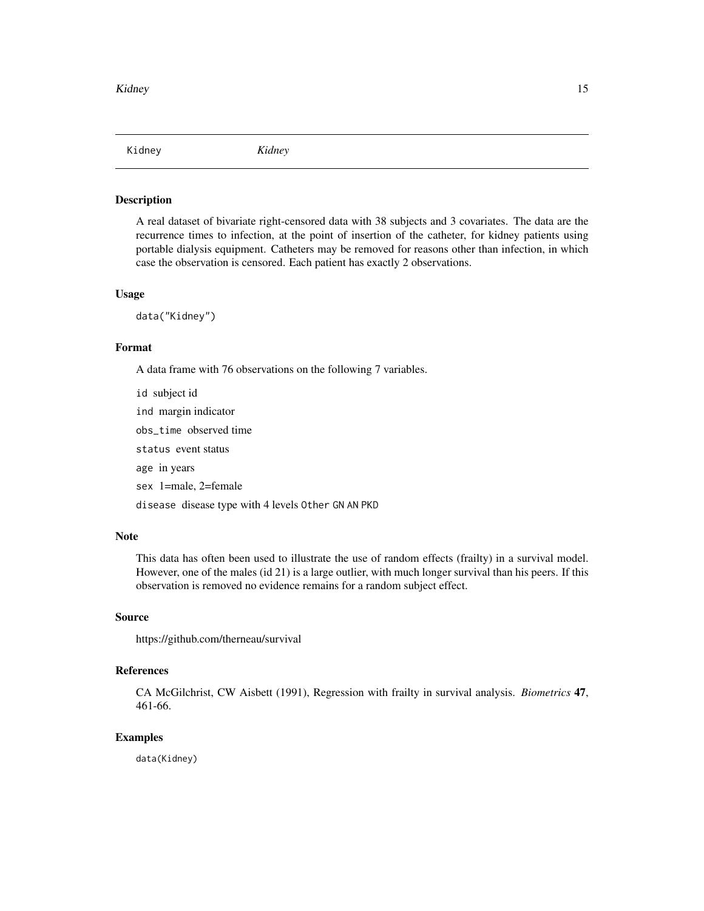# Kidney *Kidney*

## Description

A real dataset of bivariate right-censored data with 38 subjects and 3 covariates. The data are the recurrence times to infection, at the point of insertion of the catheter, for kidney patients using portable dialysis equipment. Catheters may be removed for reasons other than infection, in which case the observation is censored. Each patient has exactly 2 observations.

## Usage

```
data("Kidney")
```

## Format

A data frame with 76 observations on the following 7 variables.

- `id` subject id
- `ind` margin indicator
- `obs_time` observed time
- `status` event status
- `age` in years
- `sex` 1=male, 2=female
- `disease` disease type with 4 levels `Other` `GN` `AN` `PKD`

## Note

This data has often been used to illustrate the use of random effects (frailty) in a survival model. However, one of the males (id 21) is a large outlier, with much longer survival than his peers. If this observation is removed no evidence remains for a random subject effect.

## Source

https://github.com/therneau/survival

## References

CA McGilchrist, CW Aisbett (1991), Regression with frailty in survival analysis. *Biometrics* **47**, 461-66.

## Examples

```
data(Kidney)
```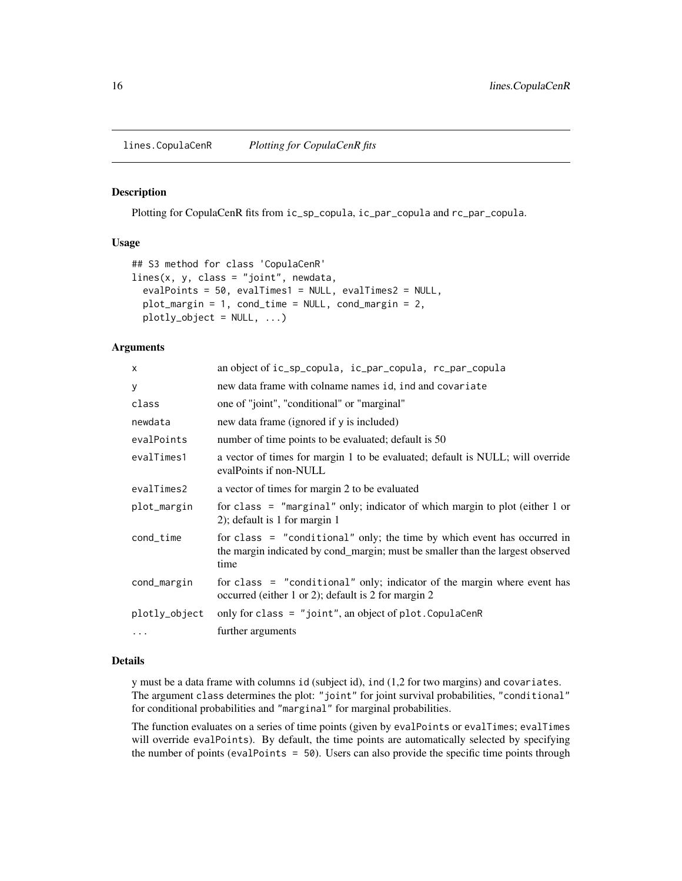# lines.CopulaCenR *Plotting for CopulaCenR fits*

## Description

Plotting for CopulaCenR fits from ic_sp_copula, ic_par_copula and rc_par_copula.

## Usage

```
## S3 method for class 'CopulaCenR'
lines(x, y, class = "joint", newdata,
  evalPoints = 50, evalTimes1 = NULL, evalTimes2 = NULL,
  plot_margin = 1, cond_time = NULL, cond_margin = 2,
  plotly_object = NULL, ...)
```

## Arguments

| | |
|---|---|
| x | an object of ic_sp_copula, ic_par_copula, rc_par_copula |
| y | new data frame with colname names id, ind and covariate |
| class | one of "joint", "conditional" or "marginal" |
| newdata | new data frame (ignored if y is included) |
| evalPoints | number of time points to be evaluated; default is 50 |
| evalTimes1 | a vector of times for margin 1 to be evaluated; default is NULL; will override evalPoints if non-NULL |
| evalTimes2 | a vector of times for margin 2 to be evaluated |
| plot_margin | for class = "marginal" only; indicator of which margin to plot (either 1 or 2); default is 1 for margin 1 |
| cond_time | for class = "conditional" only; the time by which event has occurred in the margin indicated by cond_margin; must be smaller than the largest observed time |
| cond_margin | for class = "conditional" only; indicator of the margin where event has occurred (either 1 or 2); default is 2 for margin 2 |
| plotly_object | only for class = "joint", an object of plot.CopulaCenR |
| ... | further arguments |

## Details

y must be a data frame with columns id (subject id), ind (1,2 for two margins) and covariates. The argument class determines the plot: "joint" for joint survival probabilities, "conditional" for conditional probabilities and "marginal" for marginal probabilities.

The function evaluates on a series of time points (given by evalPoints or evalTimes; evalTimes will override evalPoints). By default, the time points are automatically selected by specifying the number of points (evalPoints = 50). Users can also provide the specific time points through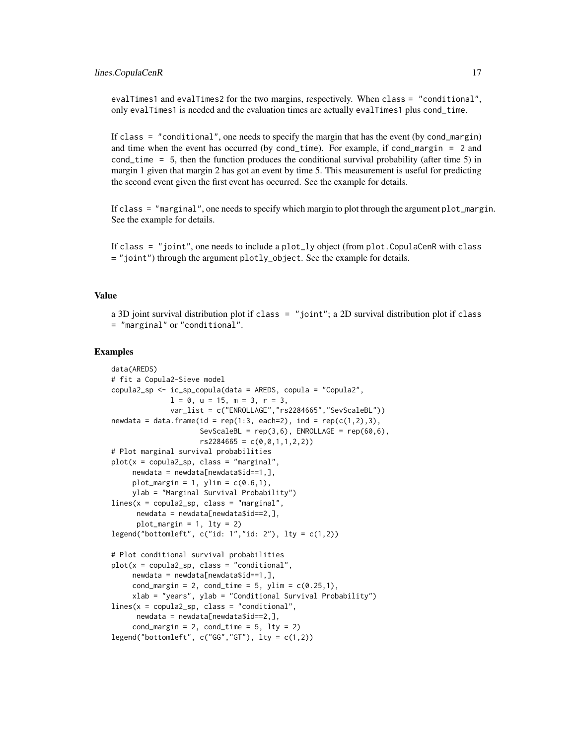evalTimes1 and evalTimes2 for the two margins, respectively. When class = "conditional", only evalTimes1 is needed and the evaluation times are actually evalTimes1 plus cond_time.

If class = "conditional", one needs to specify the margin that has the event (by cond_margin) and time when the event has occurred (by cond_time). For example, if cond_margin = 2 and cond_time = 5, then the function produces the conditional survival probability (after time 5) in margin 1 given that margin 2 has got an event by time 5. This measurement is useful for predicting the second event given the first event has occurred. See the example for details.

If class = "marginal", one needs to specify which margin to plot through the argument plot_margin. See the example for details.

If class = "joint", one needs to include a plot_ly object (from plot.CopulaCenR with class = "joint") through the argument plotly_object. See the example for details.

### Value

a 3D joint survival distribution plot if class = "joint"; a 2D survival distribution plot if class = "marginal" or "conditional".

### Examples

```
data(AREDS)
# fit a Copula2-Sieve model
copula2_sp <- ic_sp_copula(data = AREDS, copula = "Copula2",
              l = 0, u = 15, m = 3, r = 3,
              var_list = c("ENROLLAGE","rs2284665","SevScaleBL"))
newdata = data.frame(id = rep(1:3, each=2), ind = rep(c(1,2),3),
                     SevScaleBL = rep(3,6), ENROLLAGE = rep(60,6),
                     rs2284665 = c(0,0,1,1,2,2))
# Plot marginal survival probabilities
plot(x = copula2_sp, class = "marginal",
     newdata = newdata[newdata$id==1,],
     plot_margin = 1, ylim = c(0.6,1),
     ylab = "Marginal Survival Probability")
lines(x = copula2_sp, class = "marginal",
      newdata = newdata[newdata$id==2,],
      plot_margin = 1, lty = 2)
legend("bottomleft", c("id: 1","id: 2"), lty = c(1,2))

# Plot conditional survival probabilities
plot(x = copula2_sp, class = "conditional",
     newdata = newdata[newdata$id==1,],
     cond_margin = 2, cond_time = 5, ylim = c(0.25,1),
     xlab = "years", ylab = "Conditional Survival Probability")
lines(x = copula2_sp, class = "conditional",
      newdata = newdata[newdata$id==2,],
     cond_margin = 2, cond_time = 5, lty = 2)
legend("bottomleft", c("GG","GT"), lty = c(1,2))
```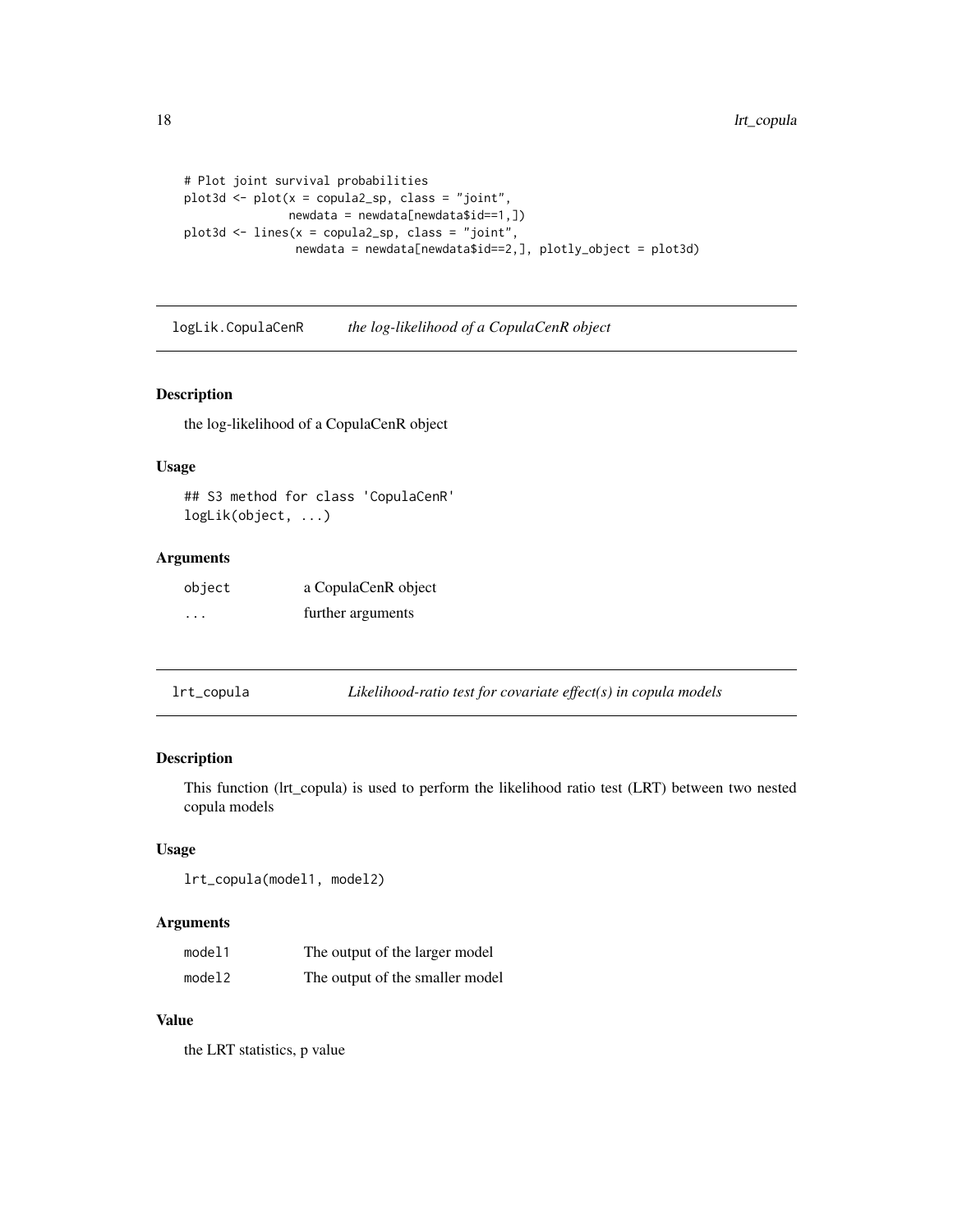```
# Plot joint survival probabilities
plot3d <- plot(x = copula2_sp, class = "joint",
              newdata = newdata[newdata$id==1,])
plot3d <- lines(x = copula2_sp, class = "joint",
               newdata = newdata[newdata$id==2,], plotly_object = plot3d)
```

## logLik.CopulaCenR *the log-likelihood of a CopulaCenR object*

### Description

the log-likelihood of a CopulaCenR object

### Usage

```
## S3 method for class 'CopulaCenR'
logLik(object, ...)
```

### Arguments

| | |
|---|---|
| object | a CopulaCenR object |
| ... | further arguments |

## lrt_copula *Likelihood-ratio test for covariate effect(s) in copula models*

### Description

This function (lrt_copula) is used to perform the likelihood ratio test (LRT) between two nested copula models

### Usage

```
lrt_copula(model1, model2)
```

### Arguments

| | |
|---|---|
| model1 | The output of the larger model |
| model2 | The output of the smaller model |

### Value

the LRT statistics, p value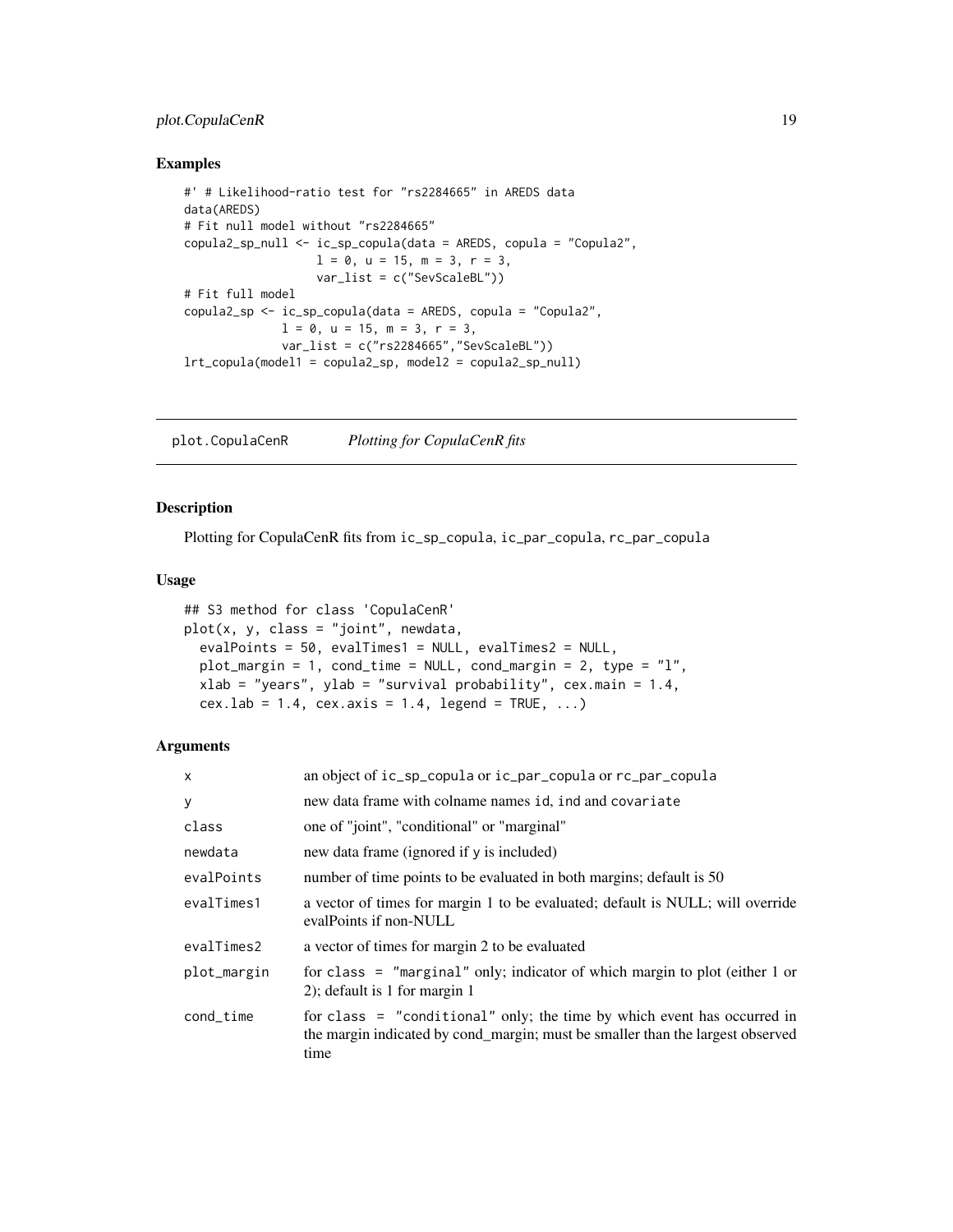## Examples

```
#' # Likelihood-ratio test for "rs2284665" in AREDS data
data(AREDS)
# Fit null model without "rs2284665"
copula2_sp_null <- ic_sp_copula(data = AREDS, copula = "Copula2",
                   l = 0, u = 15, m = 3, r = 3,
                   var_list = c("SevScaleBL"))
# Fit full model
copula2_sp <- ic_sp_copula(data = AREDS, copula = "Copula2",
              l = 0, u = 15, m = 3, r = 3,
              var_list = c("rs2284665","SevScaleBL"))
lrt_copula(model1 = copula2_sp, model2 = copula2_sp_null)
```

# plot.CopulaCenR — *Plotting for CopulaCenR fits*

## Description

Plotting for CopulaCenR fits from `ic_sp_copula`, `ic_par_copula`, `rc_par_copula`

## Usage

```
## S3 method for class 'CopulaCenR'
plot(x, y, class = "joint", newdata,
  evalPoints = 50, evalTimes1 = NULL, evalTimes2 = NULL,
  plot_margin = 1, cond_time = NULL, cond_margin = 2, type = "l",
  xlab = "years", ylab = "survival probability", cex.main = 1.4,
  cex.lab = 1.4, cex.axis = 1.4, legend = TRUE, ...)
```

## Arguments

| | |
|---|---|
| `x` | an object of `ic_sp_copula` or `ic_par_copula` or `rc_par_copula` |
| `y` | new data frame with colname names `id`, `ind` and `covariate` |
| `class` | one of "joint", "conditional" or "marginal" |
| `newdata` | new data frame (ignored if `y` is included) |
| `evalPoints` | number of time points to be evaluated in both margins; default is 50 |
| `evalTimes1` | a vector of times for margin 1 to be evaluated; default is NULL; will override evalPoints if non-NULL |
| `evalTimes2` | a vector of times for margin 2 to be evaluated |
| `plot_margin` | for `class = "marginal"` only; indicator of which margin to plot (either 1 or 2); default is 1 for margin 1 |
| `cond_time` | for `class = "conditional"` only; the time by which event has occurred in the margin indicated by cond_margin; must be smaller than the largest observed time |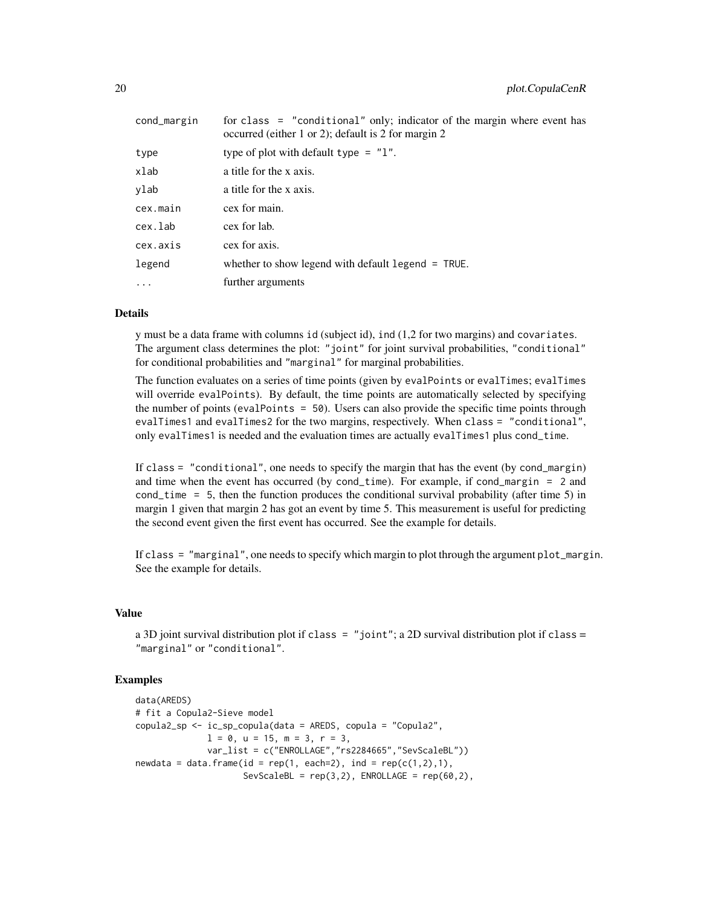| | |
|---|---|
| cond_margin | for class = "conditional" only; indicator of the margin where event has occurred (either 1 or 2); default is 2 for margin 2 |
| type | type of plot with default type = "l". |
| xlab | a title for the x axis. |
| ylab | a title for the x axis. |
| cex.main | cex for main. |
| cex.lab | cex for lab. |
| cex.axis | cex for axis. |
| legend | whether to show legend with default legend = TRUE. |
| ... | further arguments |

## Details

y must be a data frame with columns id (subject id), ind (1,2 for two margins) and covariates. The argument class determines the plot: "joint" for joint survival probabilities, "conditional" for conditional probabilities and "marginal" for marginal probabilities.

The function evaluates on a series of time points (given by evalPoints or evalTimes; evalTimes will override evalPoints). By default, the time points are automatically selected by specifying the number of points (evalPoints = 50). Users can also provide the specific time points through evalTimes1 and evalTimes2 for the two margins, respectively. When class = "conditional", only evalTimes1 is needed and the evaluation times are actually evalTimes1 plus cond_time.

If class = "conditional", one needs to specify the margin that has the event (by cond_margin) and time when the event has occurred (by cond_time). For example, if cond_margin = 2 and cond_time = 5, then the function produces the conditional survival probability (after time 5) in margin 1 given that margin 2 has got an event by time 5. This measurement is useful for predicting the second event given the first event has occurred. See the example for details.

If class = "marginal", one needs to specify which margin to plot through the argument plot_margin. See the example for details.

## Value

a 3D joint survival distribution plot if class = "joint"; a 2D survival distribution plot if class = "marginal" or "conditional".

## Examples

```
data(AREDS)
# fit a Copula2-Sieve model
copula2_sp <- ic_sp_copula(data = AREDS, copula = "Copula2",
              l = 0, u = 15, m = 3, r = 3,
              var_list = c("ENROLLAGE","rs2284665","SevScaleBL"))
newdata = data.frame(id = rep(1, each=2), ind = rep(c(1,2),1),
                    SevScaleBL = rep(3,2), ENROLLAGE = rep(60,2),
```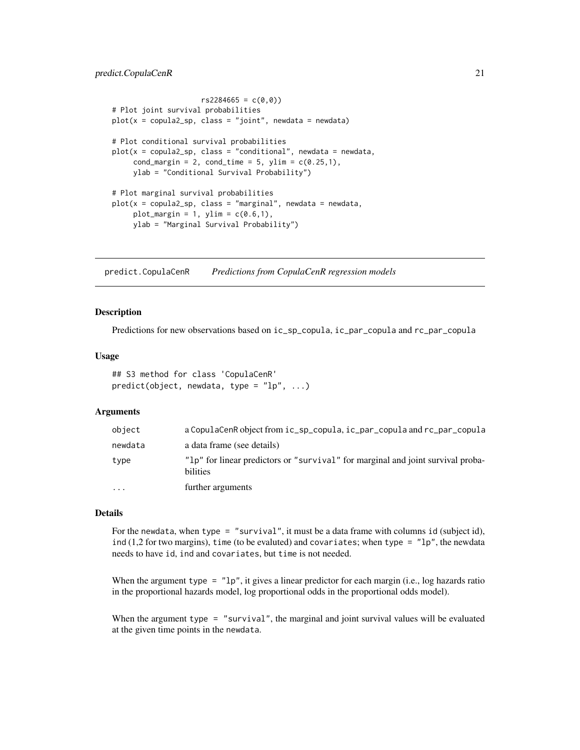```
                    rs2284665 = c(0,0))
# Plot joint survival probabilities
plot(x = copula2_sp, class = "joint", newdata = newdata)

# Plot conditional survival probabilities
plot(x = copula2_sp, class = "conditional", newdata = newdata,
     cond_margin = 2, cond_time = 5, ylim = c(0.25,1),
     ylab = "Conditional Survival Probability")

# Plot marginal survival probabilities
plot(x = copula2_sp, class = "marginal", newdata = newdata,
     plot_margin = 1, ylim = c(0.6,1),
     ylab = "Marginal Survival Probability")
```

## predict.CopulaCenR    *Predictions from CopulaCenR regression models*

### Description

Predictions for new observations based on `ic_sp_copula`, `ic_par_copula` and `rc_par_copula`

### Usage

```
## S3 method for class 'CopulaCenR'
predict(object, newdata, type = "lp", ...)
```

### Arguments

| | |
|---|---|
| `object` | a CopulaCenR object from `ic_sp_copula`, `ic_par_copula` and `rc_par_copula` |
| `newdata` | a data frame (see details) |
| `type` | `"lp"` for linear predictors or `"survival"` for marginal and joint survival probabilities |
| `...` | further arguments |

### Details

For the `newdata`, when `type = "survival"`, it must be a data frame with columns `id` (subject id), `ind` (1,2 for two margins), `time` (to be evaluted) and `covariates`; when `type = "lp"`, the newdata needs to have `id`, `ind` and `covariates`, but `time` is not needed.

When the argument `type = "lp"`, it gives a linear predictor for each margin (i.e., log hazards ratio in the proportional hazards model, log proportional odds in the proportional odds model).

When the argument `type = "survival"`, the marginal and joint survival values will be evaluated at the given time points in the `newdata`.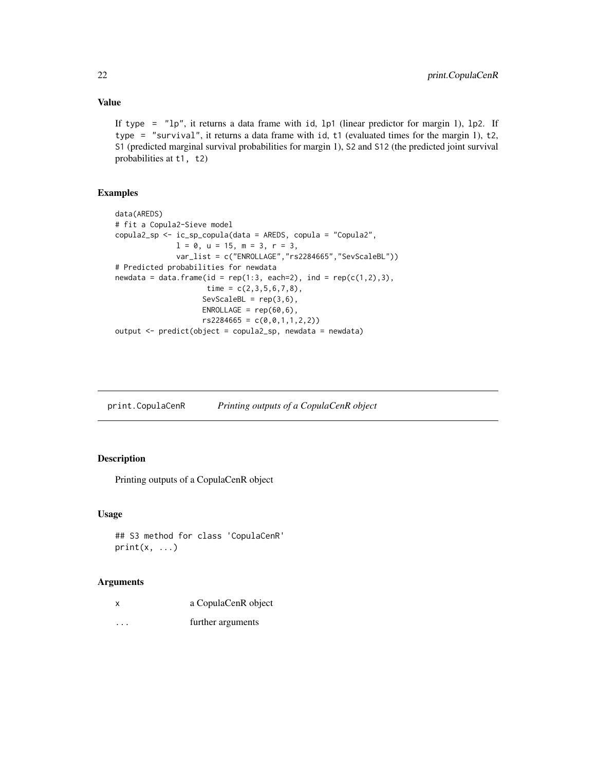### Value

If `type = "lp"`, it returns a data frame with `id`, `lp1` (linear predictor for margin 1), `lp2`. If `type = "survival"`, it returns a data frame with `id`, `t1` (evaluated times for the margin 1), `t2`, `S1` (predicted marginal survival probabilities for margin 1), `S2` and `S12` (the predicted joint survival probabilities at `t1, t2`)

### Examples

```
data(AREDS)
# fit a Copula2-Sieve model
copula2_sp <- ic_sp_copula(data = AREDS, copula = "Copula2",
              l = 0, u = 15, m = 3, r = 3,
              var_list = c("ENROLLAGE","rs2284665","SevScaleBL"))
# Predicted probabilities for newdata
newdata = data.frame(id = rep(1:3, each=2), ind = rep(c(1,2),3),
                     time = c(2,3,5,6,7,8),
                    SevScaleBL = rep(3,6),
                    ENROLLAGE = rep(60,6),
                    rs2284665 = c(0,0,1,1,2,2))
output <- predict(object = copula2_sp, newdata = newdata)
```

---

## print.CopulaCenR — *Printing outputs of a CopulaCenR object*

### Description

Printing outputs of a CopulaCenR object

### Usage

```
## S3 method for class 'CopulaCenR'
print(x, ...)
```

### Arguments

| | |
|---|---|
| x | a CopulaCenR object |
| ... | further arguments |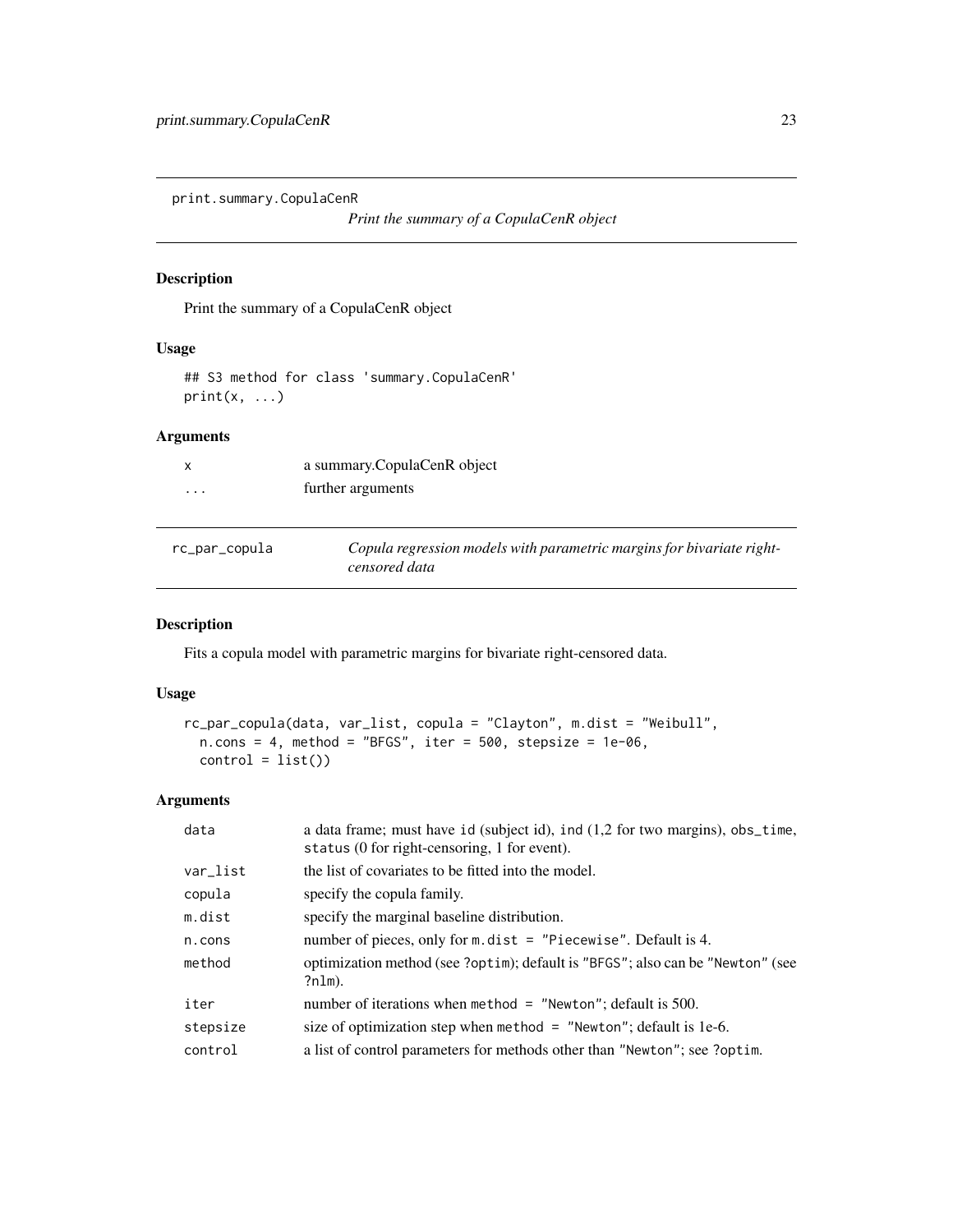print.summary.CopulaCenR

*Print the summary of a CopulaCenR object*

## Description

Print the summary of a CopulaCenR object

## Usage

```
## S3 method for class 'summary.CopulaCenR'
print(x, ...)
```

## Arguments

| | |
|---|---|
| x | a summary.CopulaCenR object |
| ... | further arguments |

---

rc_par_copula

*Copula regression models with parametric margins for bivariate right-censored data*

## Description

Fits a copula model with parametric margins for bivariate right-censored data.

## Usage

```
rc_par_copula(data, var_list, copula = "Clayton", m.dist = "Weibull",
  n.cons = 4, method = "BFGS", iter = 500, stepsize = 1e-06,
  control = list())
```

## Arguments

| | |
|---|---|
| data | a data frame; must have `id` (subject id), `ind` (1,2 for two margins), `obs_time`, `status` (0 for right-censoring, 1 for event). |
| var_list | the list of covariates to be fitted into the model. |
| copula | specify the copula family. |
| m.dist | specify the marginal baseline distribution. |
| n.cons | number of pieces, only for `m.dist = "Piecewise"`. Default is 4. |
| method | optimization method (see `?optim`); default is `"BFGS"`; also can be `"Newton"` (see `?nlm`). |
| iter | number of iterations when `method = "Newton"`; default is 500. |
| stepsize | size of optimization step when `method = "Newton"`; default is 1e-6. |
| control | a list of control parameters for methods other than `"Newton"`; see `?optim`. |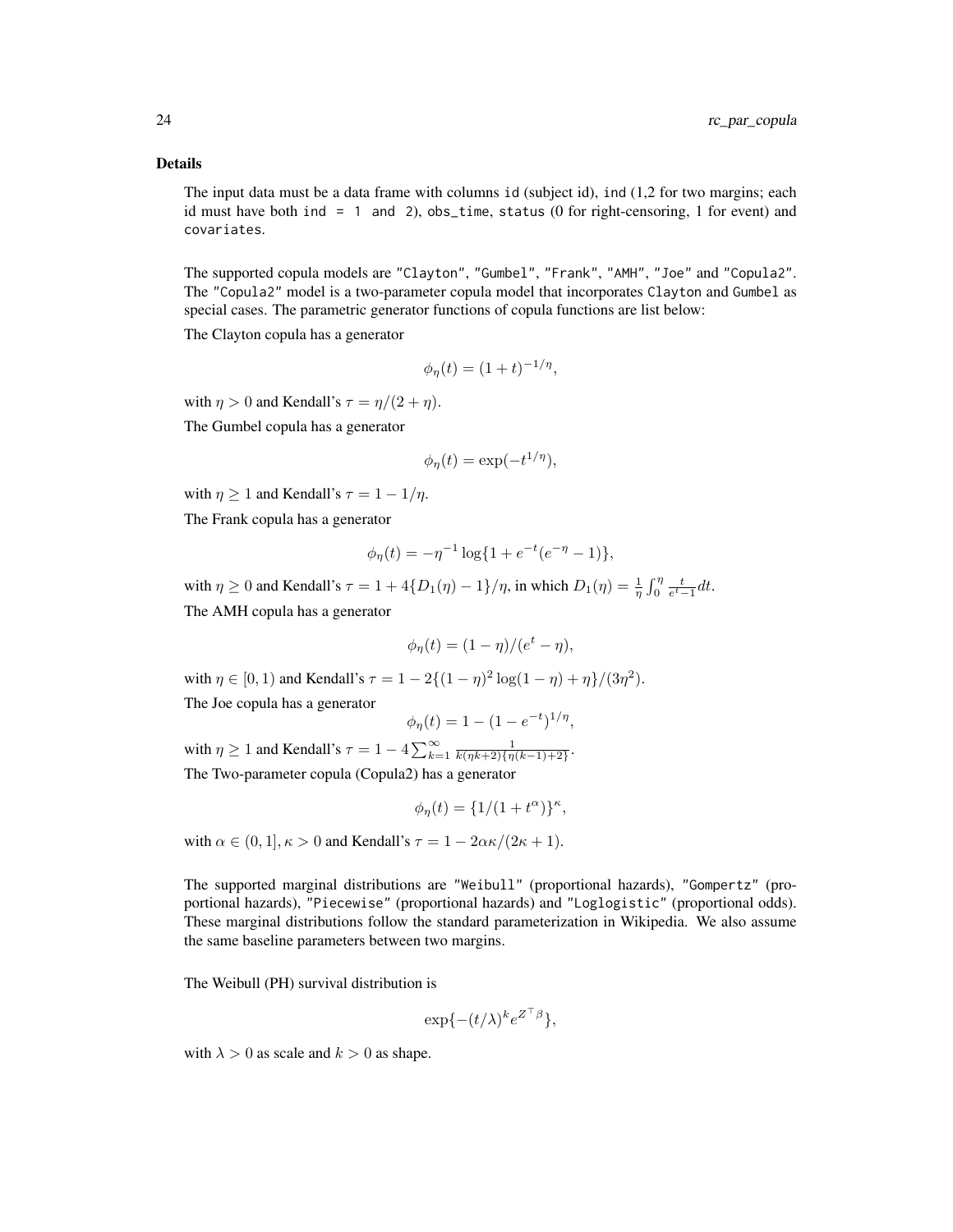### Details

The input data must be a data frame with columns `id` (subject id), `ind` (1,2 for two margins; each id must have both `ind = 1 and 2`), `obs_time`, `status` (0 for right-censoring, 1 for event) and `covariates`.

The supported copula models are `"Clayton"`, `"Gumbel"`, `"Frank"`, `"AMH"`, `"Joe"` and `"Copula2"`. The `"Copula2"` model is a two-parameter copula model that incorporates `Clayton` and `Gumbel` as special cases. The parametric generator functions of copula functions are list below:

The Clayton copula has a generator

$$\phi_\eta(t) = (1+t)^{-1/\eta},$$

with $\eta > 0$ and Kendall's $\tau = \eta/(2+\eta)$.

The Gumbel copula has a generator

$$\phi_\eta(t) = \exp(-t^{1/\eta}),$$

with $\eta \geq 1$ and Kendall's $\tau = 1 - 1/\eta$.

The Frank copula has a generator

$$\phi_\eta(t) = -\eta^{-1} \log\{1 + e^{-t}(e^{-\eta} - 1)\},$$

with $\eta \geq 0$ and Kendall's $\tau = 1 + 4\{D_1(\eta) - 1\}/\eta$, in which $D_1(\eta) = \frac{1}{\eta}\int_0^\eta \frac{t}{e^t - 1} dt$.

The AMH copula has a generator

$$\phi_\eta(t) = (1-\eta)/(e^t - \eta),$$

with $\eta \in [0,1)$ and Kendall's $\tau = 1 - 2\{(1-\eta)^2 \log(1-\eta) + \eta\}/(3\eta^2)$.

The Joe copula has a generator

$$\phi_\eta(t) = 1 - (1 - e^{-t})^{1/\eta},$$

with $\eta \geq 1$ and Kendall's $\tau = 1 - 4\sum_{k=1}^{\infty} \frac{1}{k(\eta k + 2)\{\eta(k-1)+2\}}$.

The Two-parameter copula (Copula2) has a generator

$$\phi_\eta(t) = \{1/(1+t^\alpha)\}^\kappa,$$

with $\alpha \in (0,1], \kappa > 0$ and Kendall's $\tau = 1 - 2\alpha\kappa/(2\kappa+1)$.

The supported marginal distributions are `"Weibull"` (proportional hazards), `"Gompertz"` (proportional hazards), `"Piecewise"` (proportional hazards) and `"Loglogistic"` (proportional odds). These marginal distributions follow the standard parameterization in Wikipedia. We also assume the same baseline parameters between two margins.

The Weibull (PH) survival distribution is

$$\exp\{-(t/\lambda)^k e^{Z^\top \beta}\},$$

with $\lambda > 0$ as scale and $k > 0$ as shape.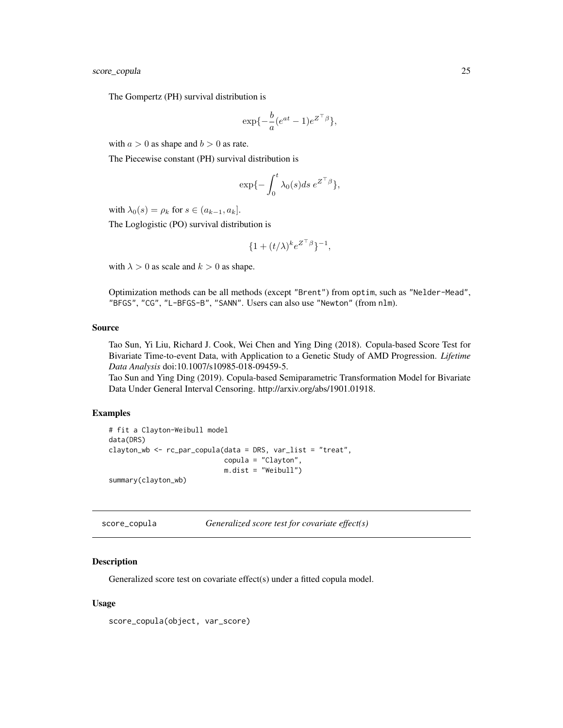The Gompertz (PH) survival distribution is

$$\exp\{-\frac{b}{a}(e^{at}-1)e^{Z^\top\beta}\},$$

with $a > 0$ as shape and $b > 0$ as rate.

The Piecewise constant (PH) survival distribution is

$$\exp\{-\int_0^t \lambda_0(s)ds\ e^{Z^\top\beta}\},$$

with $\lambda_0(s) = \rho_k$ for $s \in (a_{k-1}, a_k]$.

The Loglogistic (PO) survival distribution is

$$\{1 + (t/\lambda)^k e^{Z^\top\beta}\}^{-1},$$

with $\lambda > 0$ as scale and $k > 0$ as shape.

Optimization methods can be all methods (except "Brent") from `optim`, such as "Nelder-Mead", "BFGS", "CG", "L-BFGS-B", "SANN". Users can also use "Newton" (from `nlm`).

### Source

Tao Sun, Yi Liu, Richard J. Cook, Wei Chen and Ying Ding (2018). Copula-based Score Test for Bivariate Time-to-event Data, with Application to a Genetic Study of AMD Progression. *Lifetime Data Analysis* doi:10.1007/s10985-018-09459-5.
Tao Sun and Ying Ding (2019). Copula-based Semiparametric Transformation Model for Bivariate Data Under General Interval Censoring. http://arxiv.org/abs/1901.01918.

### Examples

```
# fit a Clayton-Weibull model
data(DRS)
clayton_wb <- rc_par_copula(data = DRS, var_list = "treat",
                            copula = "Clayton",
                            m.dist = "Weibull")
summary(clayton_wb)
```

---

## score_copula — *Generalized score test for covariate effect(s)*

### Description

Generalized score test on covariate effect(s) under a fitted copula model.

### Usage

```
score_copula(object, var_score)
```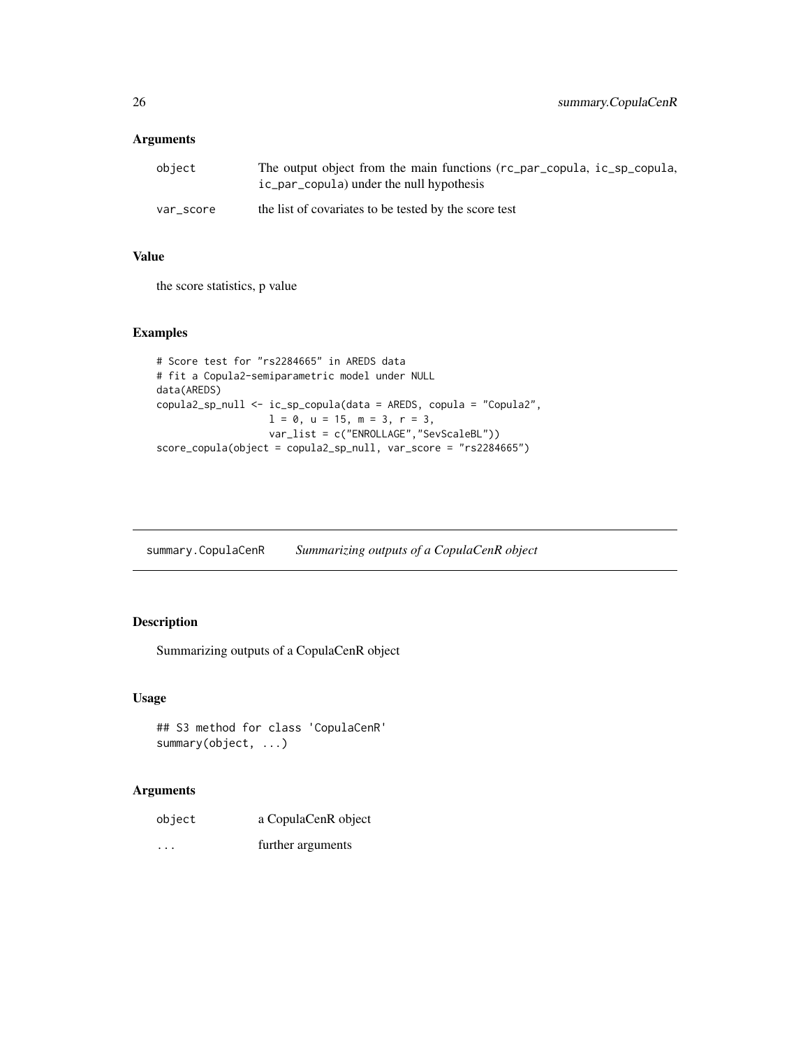### Arguments

| | |
|---|---|
| object | The output object from the main functions (rc_par_copula, ic_sp_copula, ic_par_copula) under the null hypothesis |
| var_score | the list of covariates to be tested by the score test |

### Value

the score statistics, p value

### Examples

```
# Score test for "rs2284665" in AREDS data
# fit a Copula2-semiparametric model under NULL
data(AREDS)
copula2_sp_null <- ic_sp_copula(data = AREDS, copula = "Copula2",
                   l = 0, u = 15, m = 3, r = 3,
                   var_list = c("ENROLLAGE","SevScaleBL"))
score_copula(object = copula2_sp_null, var_score = "rs2284665")
```

---

## summary.CopulaCenR &nbsp;&nbsp;&nbsp; *Summarizing outputs of a CopulaCenR object*

### Description

Summarizing outputs of a CopulaCenR object

### Usage

```
## S3 method for class 'CopulaCenR'
summary(object, ...)
```

### Arguments

| | |
|---|---|
| object | a CopulaCenR object |
| ... | further arguments |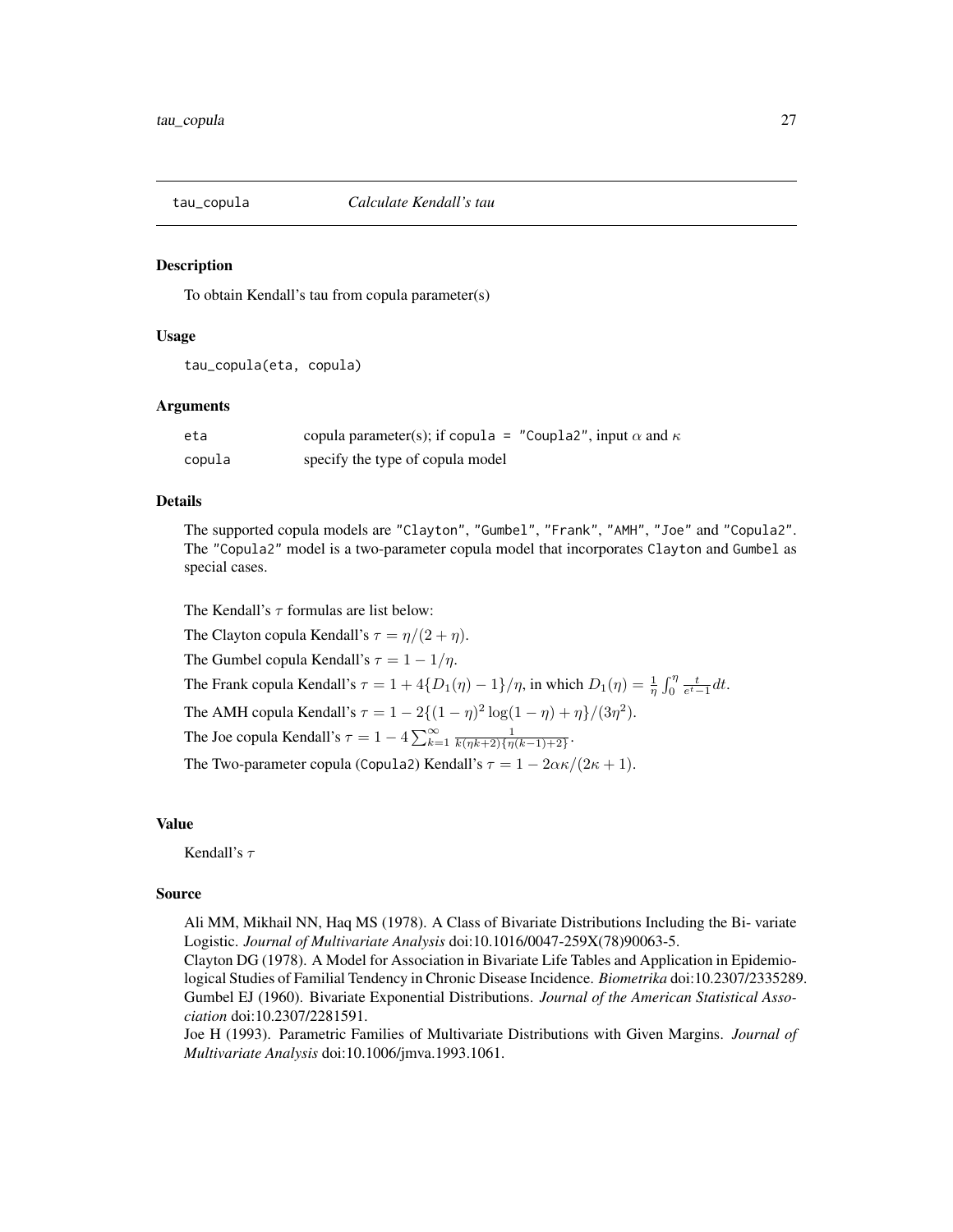tau_copula *Calculate Kendall's tau*

### Description

To obtain Kendall's tau from copula parameter(s)

### Usage

```
tau_copula(eta, copula)
```

### Arguments

| | |
|---|---|
| eta | copula parameter(s); if copula = "Coupla2", input $\alpha$ and $\kappa$ |
| copula | specify the type of copula model |

### Details

The supported copula models are "Clayton", "Gumbel", "Frank", "AMH", "Joe" and "Copula2". The "Copula2" model is a two-parameter copula model that incorporates Clayton and Gumbel as special cases.

The Kendall's $\tau$ formulas are list below:

The Clayton copula Kendall's $\tau = \eta/(2+\eta)$.

The Gumbel copula Kendall's $\tau = 1 - 1/\eta$.

The Frank copula Kendall's $\tau = 1 + 4\{D_1(\eta) - 1\}/\eta$, in which $D_1(\eta) = \frac{1}{\eta}\int_0^\eta \frac{t}{e^t - 1}dt$.

The AMH copula Kendall's $\tau = 1 - 2\{(1-\eta)^2 \log(1-\eta) + \eta\}/(3\eta^2)$.

The Joe copula Kendall's $\tau = 1 - 4\sum_{k=1}^{\infty} \frac{1}{k(\eta k+2)\{\eta(k-1)+2\}}$.

The Two-parameter copula (Copula2) Kendall's $\tau = 1 - 2\alpha\kappa/(2\kappa+1)$.

### Value

Kendall's $\tau$

### Source

Ali MM, Mikhail NN, Haq MS (1978). A Class of Bivariate Distributions Including the Bi- variate Logistic. *Journal of Multivariate Analysis* doi:10.1016/0047-259X(78)90063-5.
Clayton DG (1978). A Model for Association in Bivariate Life Tables and Application in Epidemiological Studies of Familial Tendency in Chronic Disease Incidence. *Biometrika* doi:10.2307/2335289.
Gumbel EJ (1960). Bivariate Exponential Distributions. *Journal of the American Statistical Association* doi:10.2307/2281591.
Joe H (1993). Parametric Families of Multivariate Distributions with Given Margins. *Journal of Multivariate Analysis* doi:10.1006/jmva.1993.1061.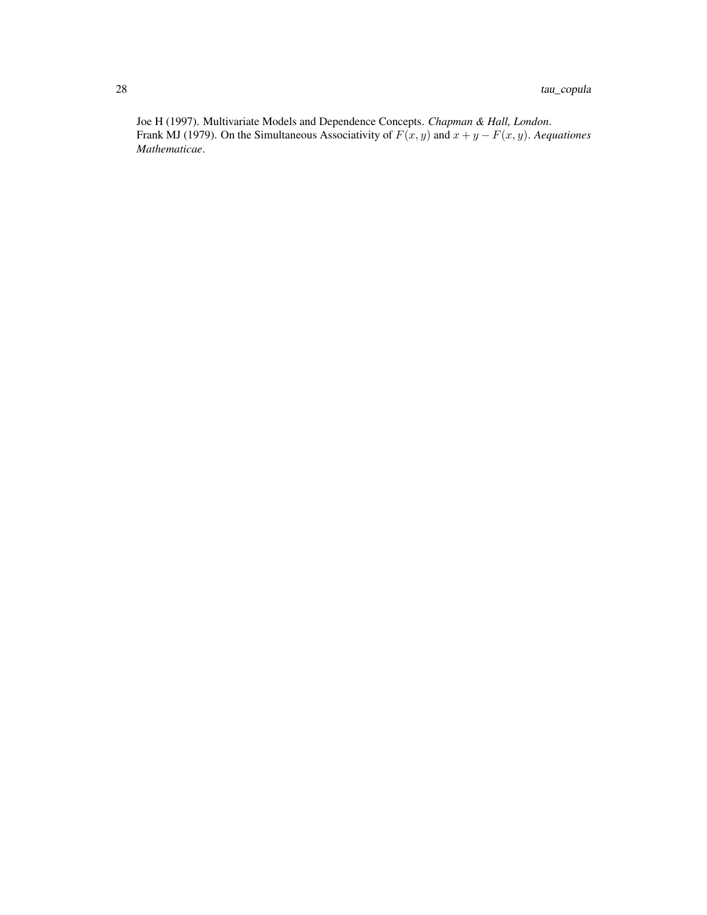Joe H (1997). Multivariate Models and Dependence Concepts. *Chapman & Hall, London*.
Frank MJ (1979). On the Simultaneous Associativity of $F(x, y)$ and $x + y - F(x, y)$. *Aequationes Mathematicae*.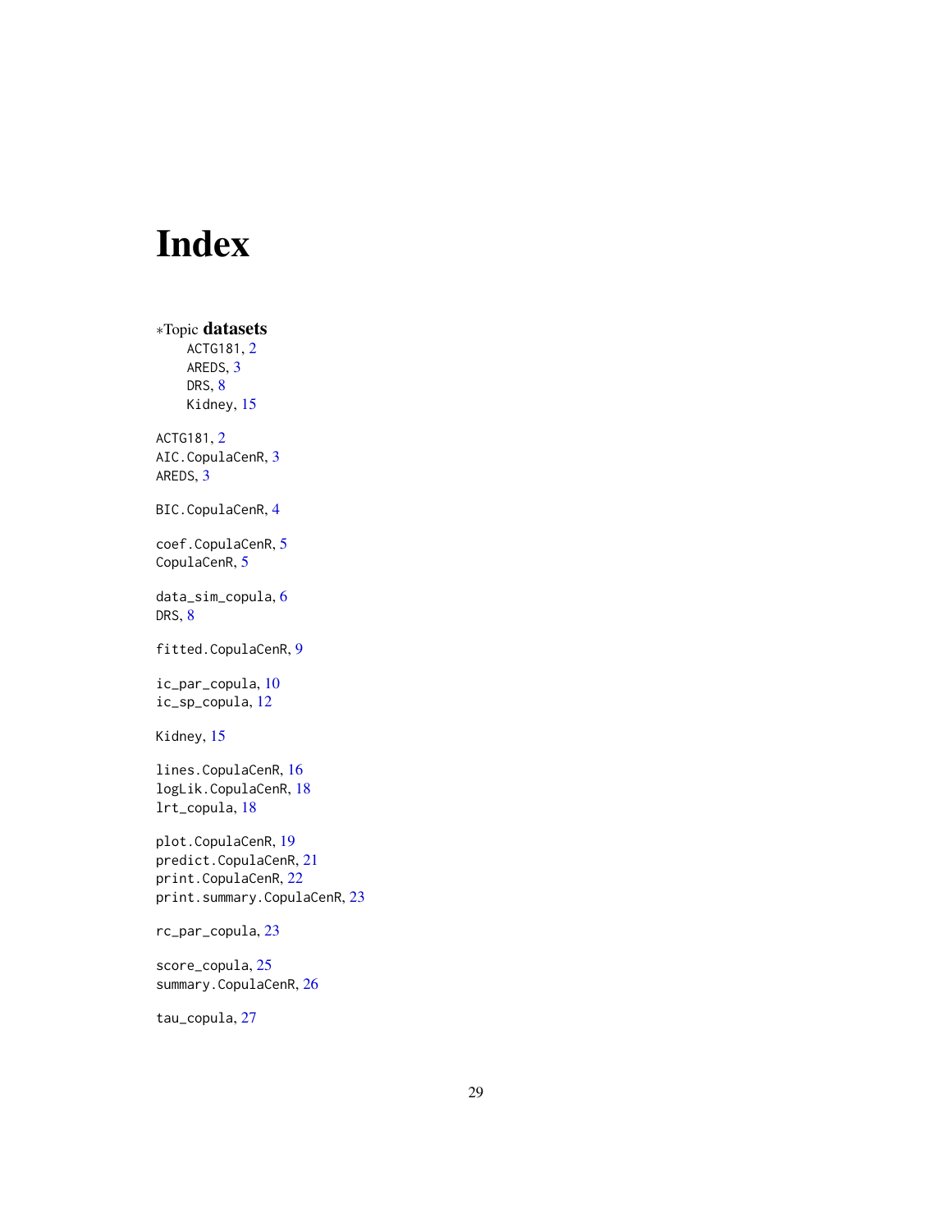# Index

*Topic **datasets**
    ACTG181, 2
    AREDS, 3
    DRS, 8
    Kidney, 15

ACTG181, 2
AIC.CopulaCenR, 3
AREDS, 3

BIC.CopulaCenR, 4

coef.CopulaCenR, 5
CopulaCenR, 5

data_sim_copula, 6
DRS, 8

fitted.CopulaCenR, 9

ic_par_copula, 10
ic_sp_copula, 12

Kidney, 15

lines.CopulaCenR, 16
logLik.CopulaCenR, 18
lrt_copula, 18

plot.CopulaCenR, 19
predict.CopulaCenR, 21
print.CopulaCenR, 22
print.summary.CopulaCenR, 23

rc_par_copula, 23

score_copula, 25
summary.CopulaCenR, 26

tau_copula, 27